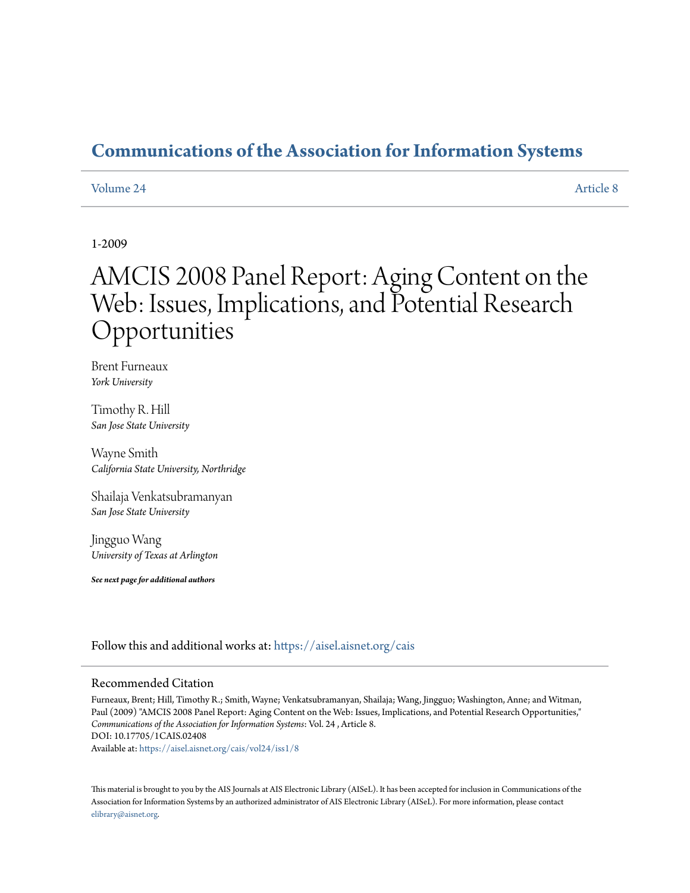# Communications of the Association for Information Systems

Volume 24 Article 8

1-2009

# AMCIS 2008 Panel Report: Aging Content on the Web: Issues, Implications, and Potential Research Opportunities

Brent Furneaux
*York University*

Timothy R. Hill
*San Jose State University*

Wayne Smith
*California State University, Northridge*

Shailaja Venkatsubramanyan
*San Jose State University*

Jingguo Wang
*University of Texas at Arlington*

***See next page for additional authors***

Follow this and additional works at: https://aisel.aisnet.org/cais

## Recommended Citation

Furneaux, Brent; Hill, Timothy R.; Smith, Wayne; Venkatsubramanyan, Shailaja; Wang, Jingguo; Washington, Anne; and Witman, Paul (2009) "AMCIS 2008 Panel Report: Aging Content on the Web: Issues, Implications, and Potential Research Opportunities," *Communications of the Association for Information Systems*: Vol. 24 , Article 8.
DOI: 10.17705/1CAIS.02408
Available at: https://aisel.aisnet.org/cais/vol24/iss1/8

This material is brought to you by the AIS Journals at AIS Electronic Library (AISeL). It has been accepted for inclusion in Communications of the Association for Information Systems by an authorized administrator of AIS Electronic Library (AISeL). For more information, please contact elibrary@aisnet.org.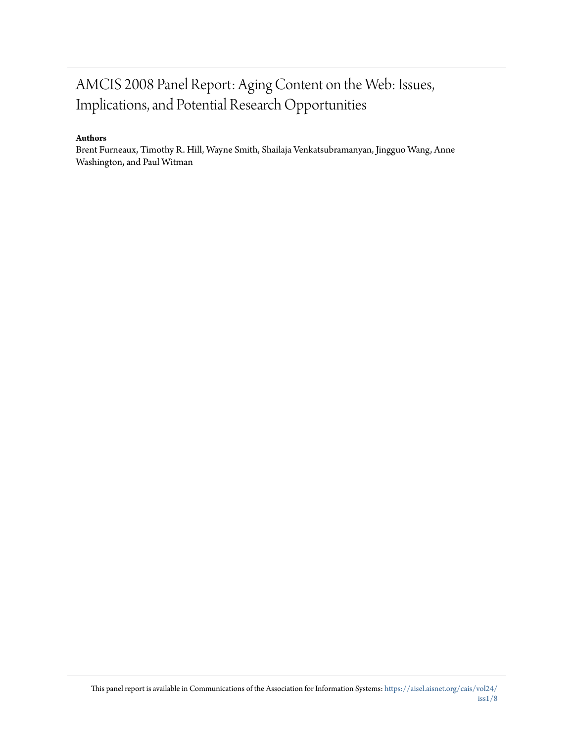# AMCIS 2008 Panel Report: Aging Content on the Web: Issues, Implications, and Potential Research Opportunities

**Authors**

Brent Furneaux, Timothy R. Hill, Wayne Smith, Shailaja Venkatsubramanyan, Jingguo Wang, Anne Washington, and Paul Witman

This panel report is available in Communications of the Association for Information Systems: https://aisel.aisnet.org/cais/vol24/iss1/8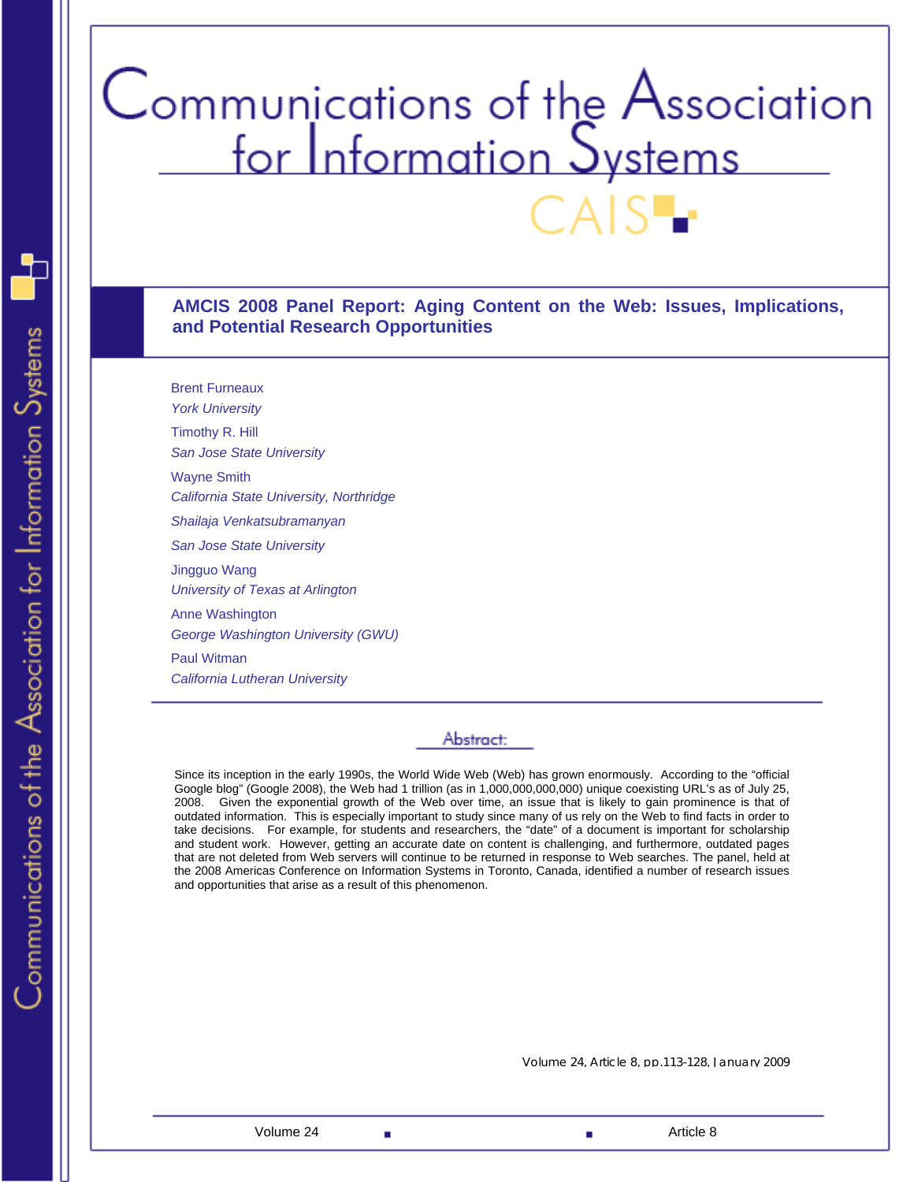# AMCIS 2008 Panel Report: Aging Content on the Web: Issues, Implications, and Potential Research Opportunities

Brent Furneaux
*York University*

Timothy R. Hill
*San Jose State University*

Wayne Smith
*California State University, Northridge*

*Shailaja Venkatsubramanyan*

*San Jose State University*

Jingguo Wang
*University of Texas at Arlington*

Anne Washington
*George Washington University (GWU)*

Paul Witman
*California Lutheran University*

## Abstract:

Since its inception in the early 1990s, the World Wide Web (Web) has grown enormously. According to the "official Google blog" (Google 2008), the Web had 1 trillion (as in 1,000,000,000,000) unique coexisting URL's as of July 25, 2008. Given the exponential growth of the Web over time, an issue that is likely to gain prominence is that of outdated information. This is especially important to study since many of us rely on the Web to find facts in order to take decisions. For example, for students and researchers, the "date" of a document is important for scholarship and student work. However, getting an accurate date on content is challenging, and furthermore, outdated pages that are not deleted from Web servers will continue to be returned in response to Web searches. The panel, held at the 2008 Americas Conference on Information Systems in Toronto, Canada, identified a number of research issues and opportunities that arise as a result of this phenomenon.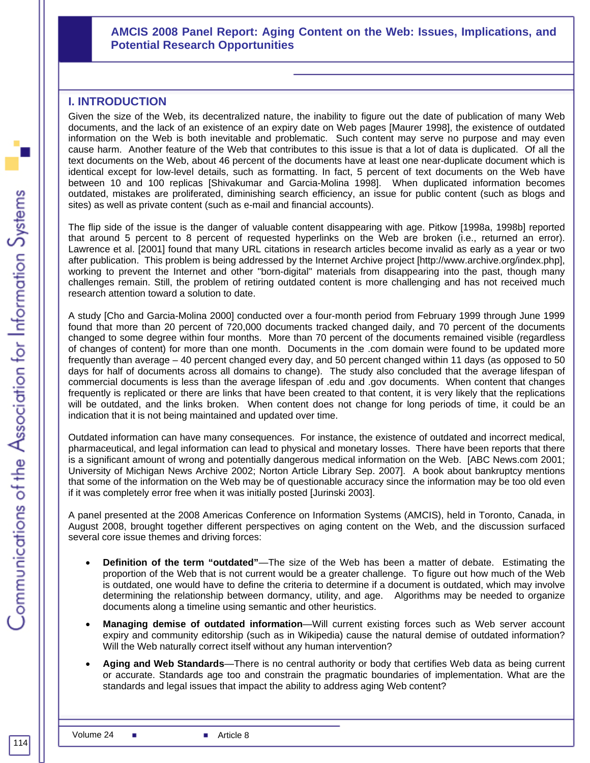## I. INTRODUCTION

Given the size of the Web, its decentralized nature, the inability to figure out the date of publication of many Web documents, and the lack of an existence of an expiry date on Web pages [Maurer 1998], the existence of outdated information on the Web is both inevitable and problematic. Such content may serve no purpose and may even cause harm. Another feature of the Web that contributes to this issue is that a lot of data is duplicated. Of all the text documents on the Web, about 46 percent of the documents have at least one near-duplicate document which is identical except for low-level details, such as formatting. In fact, 5 percent of text documents on the Web have between 10 and 100 replicas [Shivakumar and Garcia-Molina 1998]. When duplicated information becomes outdated, mistakes are proliferated, diminishing search efficiency, an issue for public content (such as blogs and sites) as well as private content (such as e-mail and financial accounts).

The flip side of the issue is the danger of valuable content disappearing with age. Pitkow [1998a, 1998b] reported that around 5 percent to 8 percent of requested hyperlinks on the Web are broken (i.e., returned an error). Lawrence et al. [2001] found that many URL citations in research articles become invalid as early as a year or two after publication. This problem is being addressed by the Internet Archive project [http://www.archive.org/index.php], working to prevent the Internet and other "born-digital" materials from disappearing into the past, though many challenges remain. Still, the problem of retiring outdated content is more challenging and has not received much research attention toward a solution to date.

A study [Cho and Garcia-Molina 2000] conducted over a four-month period from February 1999 through June 1999 found that more than 20 percent of 720,000 documents tracked changed daily, and 70 percent of the documents changed to some degree within four months. More than 70 percent of the documents remained visible (regardless of changes of content) for more than one month. Documents in the .com domain were found to be updated more frequently than average – 40 percent changed every day, and 50 percent changed within 11 days (as opposed to 50 days for half of documents across all domains to change). The study also concluded that the average lifespan of commercial documents is less than the average lifespan of .edu and .gov documents. When content that changes frequently is replicated or there are links that have been created to that content, it is very likely that the replications will be outdated, and the links broken. When content does not change for long periods of time, it could be an indication that it is not being maintained and updated over time.

Outdated information can have many consequences. For instance, the existence of outdated and incorrect medical, pharmaceutical, and legal information can lead to physical and monetary losses. There have been reports that there is a significant amount of wrong and potentially dangerous medical information on the Web. [ABC News.com 2001; University of Michigan News Archive 2002; Norton Article Library Sep. 2007]. A book about bankruptcy mentions that some of the information on the Web may be of questionable accuracy since the information may be too old even if it was completely error free when it was initially posted [Jurinski 2003].

A panel presented at the 2008 Americas Conference on Information Systems (AMCIS), held in Toronto, Canada, in August 2008, brought together different perspectives on aging content on the Web, and the discussion surfaced several core issue themes and driving forces:

- **Definition of the term "outdated"**—The size of the Web has been a matter of debate. Estimating the proportion of the Web that is not current would be a greater challenge. To figure out how much of the Web is outdated, one would have to define the criteria to determine if a document is outdated, which may involve determining the relationship between dormancy, utility, and age. Algorithms may be needed to organize documents along a timeline using semantic and other heuristics.
- **Managing demise of outdated information**—Will current existing forces such as Web server account expiry and community editorship (such as in Wikipedia) cause the natural demise of outdated information? Will the Web naturally correct itself without any human intervention?
- **Aging and Web Standards**—There is no central authority or body that certifies Web data as being current or accurate. Standards age too and constrain the pragmatic boundaries of implementation. What are the standards and legal issues that impact the ability to address aging Web content?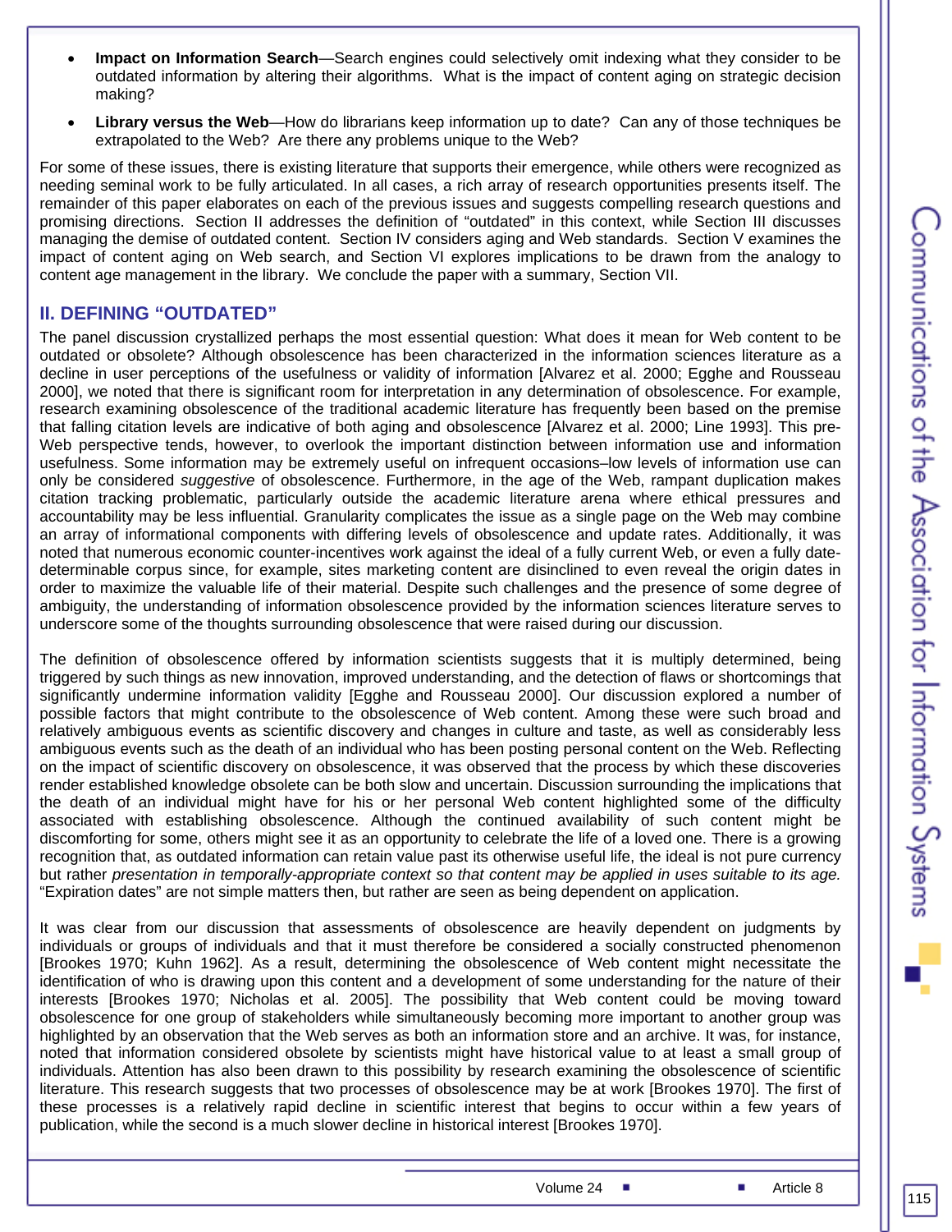- **Impact on Information Search**—Search engines could selectively omit indexing what they consider to be outdated information by altering their algorithms. What is the impact of content aging on strategic decision making?
- **Library versus the Web**—How do librarians keep information up to date? Can any of those techniques be extrapolated to the Web? Are there any problems unique to the Web?

For some of these issues, there is existing literature that supports their emergence, while others were recognized as needing seminal work to be fully articulated. In all cases, a rich array of research opportunities presents itself. The remainder of this paper elaborates on each of the previous issues and suggests compelling research questions and promising directions. Section II addresses the definition of "outdated" in this context, while Section III discusses managing the demise of outdated content. Section IV considers aging and Web standards. Section V examines the impact of content aging on Web search, and Section VI explores implications to be drawn from the analogy to content age management in the library. We conclude the paper with a summary, Section VII.

## II. DEFINING "OUTDATED"

The panel discussion crystallized perhaps the most essential question: What does it mean for Web content to be outdated or obsolete? Although obsolescence has been characterized in the information sciences literature as a decline in user perceptions of the usefulness or validity of information [Alvarez et al. 2000; Egghe and Rousseau 2000], we noted that there is significant room for interpretation in any determination of obsolescence. For example, research examining obsolescence of the traditional academic literature has frequently been based on the premise that falling citation levels are indicative of both aging and obsolescence [Alvarez et al. 2000; Line 1993]. This pre-Web perspective tends, however, to overlook the important distinction between information use and information usefulness. Some information may be extremely useful on infrequent occasions–low levels of information use can only be considered *suggestive* of obsolescence. Furthermore, in the age of the Web, rampant duplication makes citation tracking problematic, particularly outside the academic literature arena where ethical pressures and accountability may be less influential. Granularity complicates the issue as a single page on the Web may combine an array of informational components with differing levels of obsolescence and update rates. Additionally, it was noted that numerous economic counter-incentives work against the ideal of a fully current Web, or even a fully date-determinable corpus since, for example, sites marketing content are disinclined to even reveal the origin dates in order to maximize the valuable life of their material. Despite such challenges and the presence of some degree of ambiguity, the understanding of information obsolescence provided by the information sciences literature serves to underscore some of the thoughts surrounding obsolescence that were raised during our discussion.

The definition of obsolescence offered by information scientists suggests that it is multiply determined, being triggered by such things as new innovation, improved understanding, and the detection of flaws or shortcomings that significantly undermine information validity [Egghe and Rousseau 2000]. Our discussion explored a number of possible factors that might contribute to the obsolescence of Web content. Among these were such broad and relatively ambiguous events as scientific discovery and changes in culture and taste, as well as considerably less ambiguous events such as the death of an individual who has been posting personal content on the Web. Reflecting on the impact of scientific discovery on obsolescence, it was observed that the process by which these discoveries render established knowledge obsolete can be both slow and uncertain. Discussion surrounding the implications that the death of an individual might have for his or her personal Web content highlighted some of the difficulty associated with establishing obsolescence. Although the continued availability of such content might be discomforting for some, others might see it as an opportunity to celebrate the life of a loved one. There is a growing recognition that, as outdated information can retain value past its otherwise useful life, the ideal is not pure currency but rather *presentation in temporally-appropriate context so that content may be applied in uses suitable to its age.* "Expiration dates" are not simple matters then, but rather are seen as being dependent on application.

It was clear from our discussion that assessments of obsolescence are heavily dependent on judgments by individuals or groups of individuals and that it must therefore be considered a socially constructed phenomenon [Brookes 1970; Kuhn 1962]. As a result, determining the obsolescence of Web content might necessitate the identification of who is drawing upon this content and a development of some understanding for the nature of their interests [Brookes 1970; Nicholas et al. 2005]. The possibility that Web content could be moving toward obsolescence for one group of stakeholders while simultaneously becoming more important to another group was highlighted by an observation that the Web serves as both an information store and an archive. It was, for instance, noted that information considered obsolete by scientists might have historical value to at least a small group of individuals. Attention has also been drawn to this possibility by research examining the obsolescence of scientific literature. This research suggests that two processes of obsolescence may be at work [Brookes 1970]. The first of these processes is a relatively rapid decline in scientific interest that begins to occur within a few years of publication, while the second is a much slower decline in historical interest [Brookes 1970].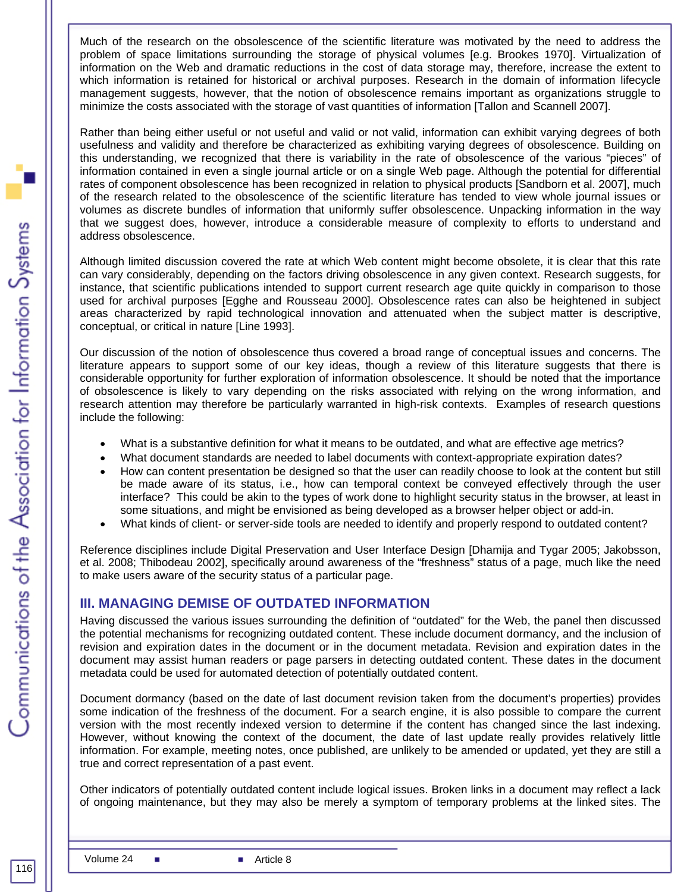Much of the research on the obsolescence of the scientific literature was motivated by the need to address the problem of space limitations surrounding the storage of physical volumes [e.g. Brookes 1970]. Virtualization of information on the Web and dramatic reductions in the cost of data storage may, therefore, increase the extent to which information is retained for historical or archival purposes. Research in the domain of information lifecycle management suggests, however, that the notion of obsolescence remains important as organizations struggle to minimize the costs associated with the storage of vast quantities of information [Tallon and Scannell 2007].

Rather than being either useful or not useful and valid or not valid, information can exhibit varying degrees of both usefulness and validity and therefore be characterized as exhibiting varying degrees of obsolescence. Building on this understanding, we recognized that there is variability in the rate of obsolescence of the various "pieces" of information contained in even a single journal article or on a single Web page. Although the potential for differential rates of component obsolescence has been recognized in relation to physical products [Sandborn et al. 2007], much of the research related to the obsolescence of the scientific literature has tended to view whole journal issues or volumes as discrete bundles of information that uniformly suffer obsolescence. Unpacking information in the way that we suggest does, however, introduce a considerable measure of complexity to efforts to understand and address obsolescence.

Although limited discussion covered the rate at which Web content might become obsolete, it is clear that this rate can vary considerably, depending on the factors driving obsolescence in any given context. Research suggests, for instance, that scientific publications intended to support current research age quite quickly in comparison to those used for archival purposes [Egghe and Rousseau 2000]. Obsolescence rates can also be heightened in subject areas characterized by rapid technological innovation and attenuated when the subject matter is descriptive, conceptual, or critical in nature [Line 1993].

Our discussion of the notion of obsolescence thus covered a broad range of conceptual issues and concerns. The literature appears to support some of our key ideas, though a review of this literature suggests that there is considerable opportunity for further exploration of information obsolescence. It should be noted that the importance of obsolescence is likely to vary depending on the risks associated with relying on the wrong information, and research attention may therefore be particularly warranted in high-risk contexts. Examples of research questions include the following:

- What is a substantive definition for what it means to be outdated, and what are effective age metrics?
- What document standards are needed to label documents with context-appropriate expiration dates?
- How can content presentation be designed so that the user can readily choose to look at the content but still be made aware of its status, i.e., how can temporal context be conveyed effectively through the user interface? This could be akin to the types of work done to highlight security status in the browser, at least in some situations, and might be envisioned as being developed as a browser helper object or add-in.
- What kinds of client- or server-side tools are needed to identify and properly respond to outdated content?

Reference disciplines include Digital Preservation and User Interface Design [Dhamija and Tygar 2005; Jakobsson, et al. 2008; Thibodeau 2002], specifically around awareness of the "freshness" status of a page, much like the need to make users aware of the security status of a particular page.

## III. MANAGING DEMISE OF OUTDATED INFORMATION

Having discussed the various issues surrounding the definition of "outdated" for the Web, the panel then discussed the potential mechanisms for recognizing outdated content. These include document dormancy, and the inclusion of revision and expiration dates in the document or in the document metadata. Revision and expiration dates in the document may assist human readers or page parsers in detecting outdated content. These dates in the document metadata could be used for automated detection of potentially outdated content.

Document dormancy (based on the date of last document revision taken from the document's properties) provides some indication of the freshness of the document. For a search engine, it is also possible to compare the current version with the most recently indexed version to determine if the content has changed since the last indexing. However, without knowing the context of the document, the date of last update really provides relatively little information. For example, meeting notes, once published, are unlikely to be amended or updated, yet they are still a true and correct representation of a past event.

Other indicators of potentially outdated content include logical issues. Broken links in a document may reflect a lack of ongoing maintenance, but they may also be merely a symptom of temporary problems at the linked sites. The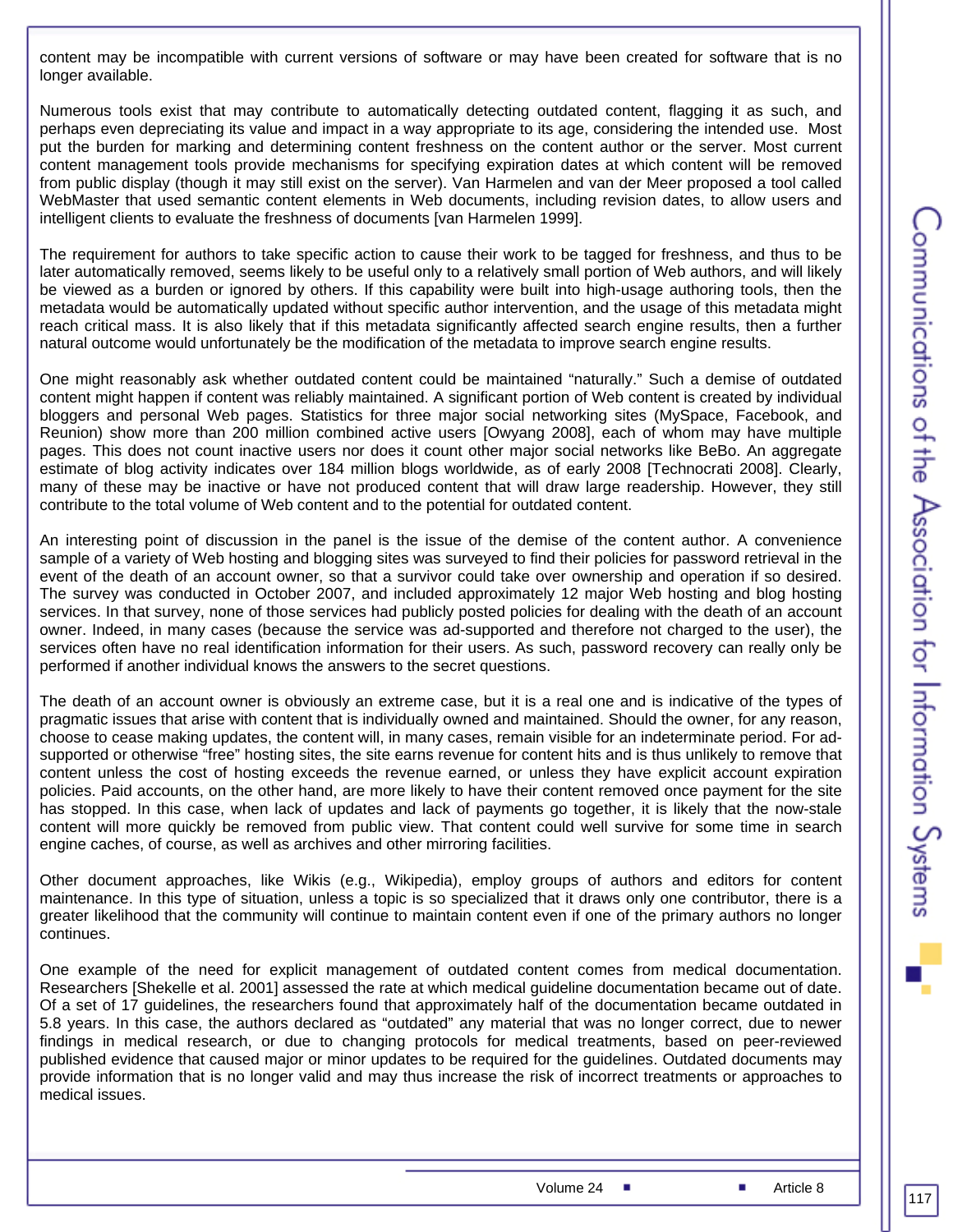content may be incompatible with current versions of software or may have been created for software that is no longer available.

Numerous tools exist that may contribute to automatically detecting outdated content, flagging it as such, and perhaps even depreciating its value and impact in a way appropriate to its age, considering the intended use. Most put the burden for marking and determining content freshness on the content author or the server. Most current content management tools provide mechanisms for specifying expiration dates at which content will be removed from public display (though it may still exist on the server). Van Harmelen and van der Meer proposed a tool called WebMaster that used semantic content elements in Web documents, including revision dates, to allow users and intelligent clients to evaluate the freshness of documents [van Harmelen 1999].

The requirement for authors to take specific action to cause their work to be tagged for freshness, and thus to be later automatically removed, seems likely to be useful only to a relatively small portion of Web authors, and will likely be viewed as a burden or ignored by others. If this capability were built into high-usage authoring tools, then the metadata would be automatically updated without specific author intervention, and the usage of this metadata might reach critical mass. It is also likely that if this metadata significantly affected search engine results, then a further natural outcome would unfortunately be the modification of the metadata to improve search engine results.

One might reasonably ask whether outdated content could be maintained "naturally." Such a demise of outdated content might happen if content was reliably maintained. A significant portion of Web content is created by individual bloggers and personal Web pages. Statistics for three major social networking sites (MySpace, Facebook, and Reunion) show more than 200 million combined active users [Owyang 2008], each of whom may have multiple pages. This does not count inactive users nor does it count other major social networks like BeBo. An aggregate estimate of blog activity indicates over 184 million blogs worldwide, as of early 2008 [Technocrati 2008]. Clearly, many of these may be inactive or have not produced content that will draw large readership. However, they still contribute to the total volume of Web content and to the potential for outdated content.

An interesting point of discussion in the panel is the issue of the demise of the content author. A convenience sample of a variety of Web hosting and blogging sites was surveyed to find their policies for password retrieval in the event of the death of an account owner, so that a survivor could take over ownership and operation if so desired. The survey was conducted in October 2007, and included approximately 12 major Web hosting and blog hosting services. In that survey, none of those services had publicly posted policies for dealing with the death of an account owner. Indeed, in many cases (because the service was ad-supported and therefore not charged to the user), the services often have no real identification information for their users. As such, password recovery can really only be performed if another individual knows the answers to the secret questions.

The death of an account owner is obviously an extreme case, but it is a real one and is indicative of the types of pragmatic issues that arise with content that is individually owned and maintained. Should the owner, for any reason, choose to cease making updates, the content will, in many cases, remain visible for an indeterminate period. For ad-supported or otherwise "free" hosting sites, the site earns revenue for content hits and is thus unlikely to remove that content unless the cost of hosting exceeds the revenue earned, or unless they have explicit account expiration policies. Paid accounts, on the other hand, are more likely to have their content removed once payment for the site has stopped. In this case, when lack of updates and lack of payments go together, it is likely that the now-stale content will more quickly be removed from public view. That content could well survive for some time in search engine caches, of course, as well as archives and other mirroring facilities.

Other document approaches, like Wikis (e.g., Wikipedia), employ groups of authors and editors for content maintenance. In this type of situation, unless a topic is so specialized that it draws only one contributor, there is a greater likelihood that the community will continue to maintain content even if one of the primary authors no longer continues.

One example of the need for explicit management of outdated content comes from medical documentation. Researchers [Shekelle et al. 2001] assessed the rate at which medical guideline documentation became out of date. Of a set of 17 guidelines, the researchers found that approximately half of the documentation became outdated in 5.8 years. In this case, the authors declared as "outdated" any material that was no longer correct, due to newer findings in medical research, or due to changing protocols for medical treatments, based on peer-reviewed published evidence that caused major or minor updates to be required for the guidelines. Outdated documents may provide information that is no longer valid and may thus increase the risk of incorrect treatments or approaches to medical issues.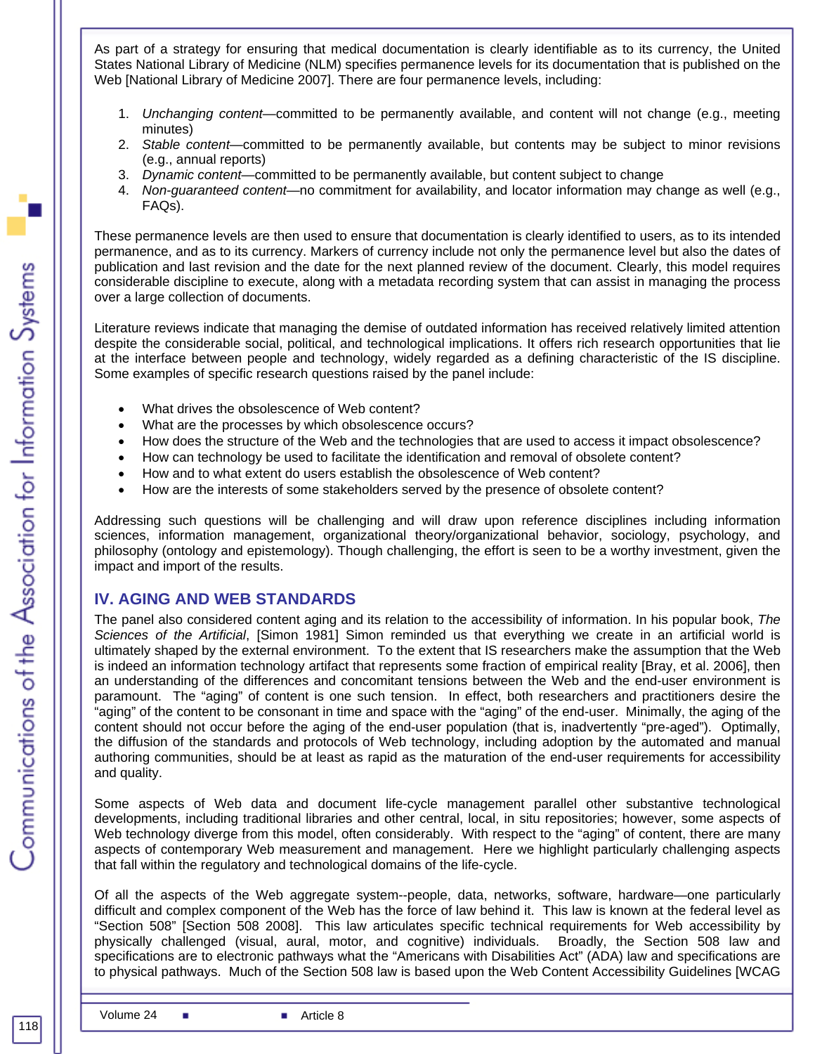As part of a strategy for ensuring that medical documentation is clearly identifiable as to its currency, the United States National Library of Medicine (NLM) specifies permanence levels for its documentation that is published on the Web [National Library of Medicine 2007]. There are four permanence levels, including:

1. *Unchanging content*—committed to be permanently available, and content will not change (e.g., meeting minutes)
2. *Stable content*—committed to be permanently available, but contents may be subject to minor revisions (e.g., annual reports)
3. *Dynamic content*—committed to be permanently available, but content subject to change
4. *Non-guaranteed content*—no commitment for availability, and locator information may change as well (e.g., FAQs).

These permanence levels are then used to ensure that documentation is clearly identified to users, as to its intended permanence, and as to its currency. Markers of currency include not only the permanence level but also the dates of publication and last revision and the date for the next planned review of the document. Clearly, this model requires considerable discipline to execute, along with a metadata recording system that can assist in managing the process over a large collection of documents.

Literature reviews indicate that managing the demise of outdated information has received relatively limited attention despite the considerable social, political, and technological implications. It offers rich research opportunities that lie at the interface between people and technology, widely regarded as a defining characteristic of the IS discipline. Some examples of specific research questions raised by the panel include:

- What drives the obsolescence of Web content?
- What are the processes by which obsolescence occurs?
- How does the structure of the Web and the technologies that are used to access it impact obsolescence?
- How can technology be used to facilitate the identification and removal of obsolete content?
- How and to what extent do users establish the obsolescence of Web content?
- How are the interests of some stakeholders served by the presence of obsolete content?

Addressing such questions will be challenging and will draw upon reference disciplines including information sciences, information management, organizational theory/organizational behavior, sociology, psychology, and philosophy (ontology and epistemology). Though challenging, the effort is seen to be a worthy investment, given the impact and import of the results.

## IV. AGING AND WEB STANDARDS

The panel also considered content aging and its relation to the accessibility of information. In his popular book, *The Sciences of the Artificial*, [Simon 1981] Simon reminded us that everything we create in an artificial world is ultimately shaped by the external environment. To the extent that IS researchers make the assumption that the Web is indeed an information technology artifact that represents some fraction of empirical reality [Bray, et al. 2006], then an understanding of the differences and concomitant tensions between the Web and the end-user environment is paramount. The "aging" of content is one such tension. In effect, both researchers and practitioners desire the "aging" of the content to be consonant in time and space with the "aging" of the end-user. Minimally, the aging of the content should not occur before the aging of the end-user population (that is, inadvertently "pre-aged"). Optimally, the diffusion of the standards and protocols of Web technology, including adoption by the automated and manual authoring communities, should be at least as rapid as the maturation of the end-user requirements for accessibility and quality.

Some aspects of Web data and document life-cycle management parallel other substantive technological developments, including traditional libraries and other central, local, in situ repositories; however, some aspects of Web technology diverge from this model, often considerably. With respect to the "aging" of content, there are many aspects of contemporary Web measurement and management. Here we highlight particularly challenging aspects that fall within the regulatory and technological domains of the life-cycle.

Of all the aspects of the Web aggregate system--people, data, networks, software, hardware—one particularly difficult and complex component of the Web has the force of law behind it. This law is known at the federal level as "Section 508" [Section 508 2008]. This law articulates specific technical requirements for Web accessibility by physically challenged (visual, aural, motor, and cognitive) individuals. Broadly, the Section 508 law and specifications are to electronic pathways what the "Americans with Disabilities Act" (ADA) law and specifications are to physical pathways. Much of the Section 508 law is based upon the Web Content Accessibility Guidelines [WCAG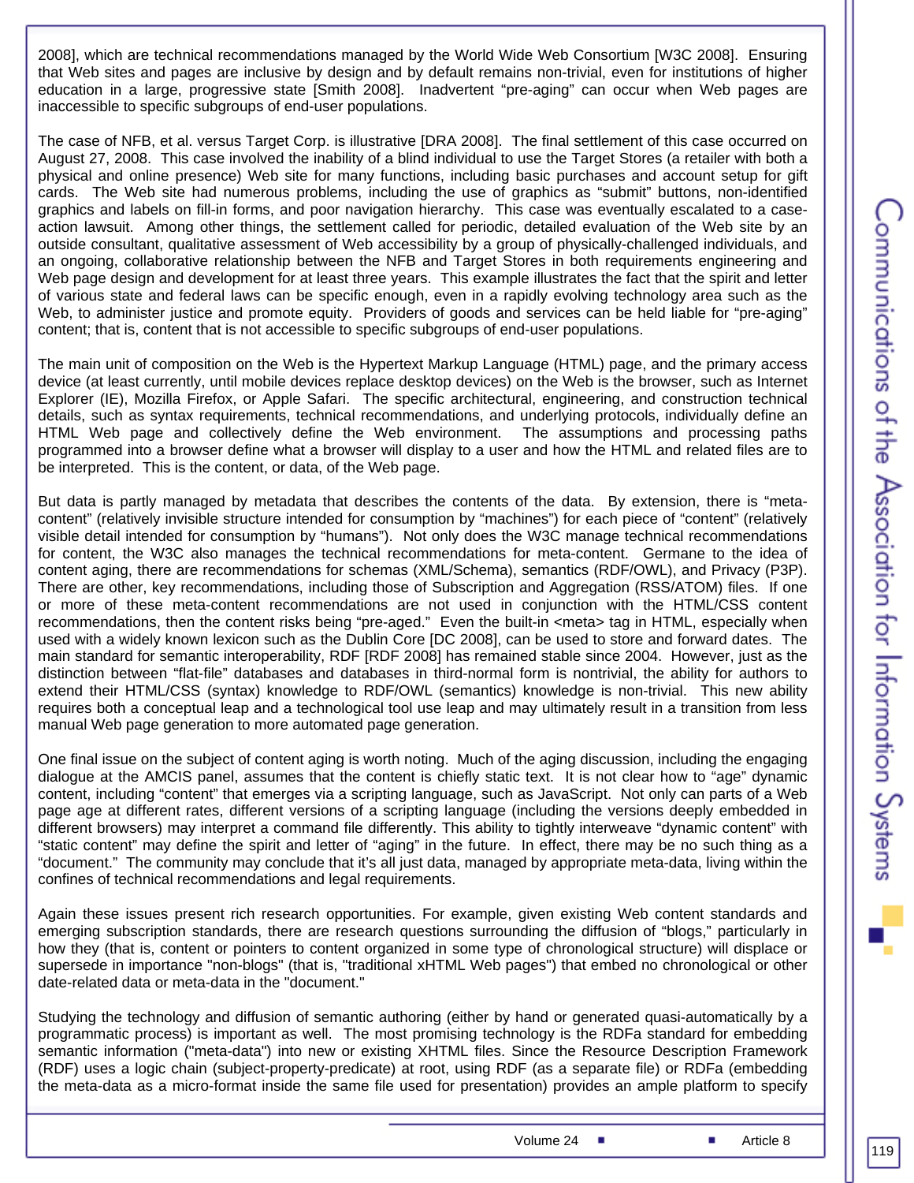2008], which are technical recommendations managed by the World Wide Web Consortium [W3C 2008]. Ensuring that Web sites and pages are inclusive by design and by default remains non-trivial, even for institutions of higher education in a large, progressive state [Smith 2008]. Inadvertent "pre-aging" can occur when Web pages are inaccessible to specific subgroups of end-user populations.

The case of NFB, et al. versus Target Corp. is illustrative [DRA 2008]. The final settlement of this case occurred on August 27, 2008. This case involved the inability of a blind individual to use the Target Stores (a retailer with both a physical and online presence) Web site for many functions, including basic purchases and account setup for gift cards. The Web site had numerous problems, including the use of graphics as "submit" buttons, non-identified graphics and labels on fill-in forms, and poor navigation hierarchy. This case was eventually escalated to a case-action lawsuit. Among other things, the settlement called for periodic, detailed evaluation of the Web site by an outside consultant, qualitative assessment of Web accessibility by a group of physically-challenged individuals, and an ongoing, collaborative relationship between the NFB and Target Stores in both requirements engineering and Web page design and development for at least three years. This example illustrates the fact that the spirit and letter of various state and federal laws can be specific enough, even in a rapidly evolving technology area such as the Web, to administer justice and promote equity. Providers of goods and services can be held liable for "pre-aging" content; that is, content that is not accessible to specific subgroups of end-user populations.

The main unit of composition on the Web is the Hypertext Markup Language (HTML) page, and the primary access device (at least currently, until mobile devices replace desktop devices) on the Web is the browser, such as Internet Explorer (IE), Mozilla Firefox, or Apple Safari. The specific architectural, engineering, and construction technical details, such as syntax requirements, technical recommendations, and underlying protocols, individually define an HTML Web page and collectively define the Web environment. The assumptions and processing paths programmed into a browser define what a browser will display to a user and how the HTML and related files are to be interpreted. This is the content, or data, of the Web page.

But data is partly managed by metadata that describes the contents of the data. By extension, there is "meta-content" (relatively invisible structure intended for consumption by "machines") for each piece of "content" (relatively visible detail intended for consumption by "humans"). Not only does the W3C manage technical recommendations for content, the W3C also manages the technical recommendations for meta-content. Germane to the idea of content aging, there are recommendations for schemas (XML/Schema), semantics (RDF/OWL), and Privacy (P3P). There are other, key recommendations, including those of Subscription and Aggregation (RSS/ATOM) files. If one or more of these meta-content recommendations are not used in conjunction with the HTML/CSS content recommendations, then the content risks being "pre-aged." Even the built-in <meta> tag in HTML, especially when used with a widely known lexicon such as the Dublin Core [DC 2008], can be used to store and forward dates. The main standard for semantic interoperability, RDF [RDF 2008] has remained stable since 2004. However, just as the distinction between "flat-file" databases and databases in third-normal form is nontrivial, the ability for authors to extend their HTML/CSS (syntax) knowledge to RDF/OWL (semantics) knowledge is non-trivial. This new ability requires both a conceptual leap and a technological tool use leap and may ultimately result in a transition from less manual Web page generation to more automated page generation.

One final issue on the subject of content aging is worth noting. Much of the aging discussion, including the engaging dialogue at the AMCIS panel, assumes that the content is chiefly static text. It is not clear how to "age" dynamic content, including "content" that emerges via a scripting language, such as JavaScript. Not only can parts of a Web page age at different rates, different versions of a scripting language (including the versions deeply embedded in different browsers) may interpret a command file differently. This ability to tightly interweave "dynamic content" with "static content" may define the spirit and letter of "aging" in the future. In effect, there may be no such thing as a "document." The community may conclude that it's all just data, managed by appropriate meta-data, living within the confines of technical recommendations and legal requirements.

Again these issues present rich research opportunities. For example, given existing Web content standards and emerging subscription standards, there are research questions surrounding the diffusion of "blogs," particularly in how they (that is, content or pointers to content organized in some type of chronological structure) will displace or supersede in importance "non-blogs" (that is, "traditional xHTML Web pages") that embed no chronological or other date-related data or meta-data in the "document."

Studying the technology and diffusion of semantic authoring (either by hand or generated quasi-automatically by a programmatic process) is important as well. The most promising technology is the RDFa standard for embedding semantic information ("meta-data") into new or existing XHTML files. Since the Resource Description Framework (RDF) uses a logic chain (subject-property-predicate) at root, using RDF (as a separate file) or RDFa (embedding the meta-data as a micro-format inside the same file used for presentation) provides an ample platform to specify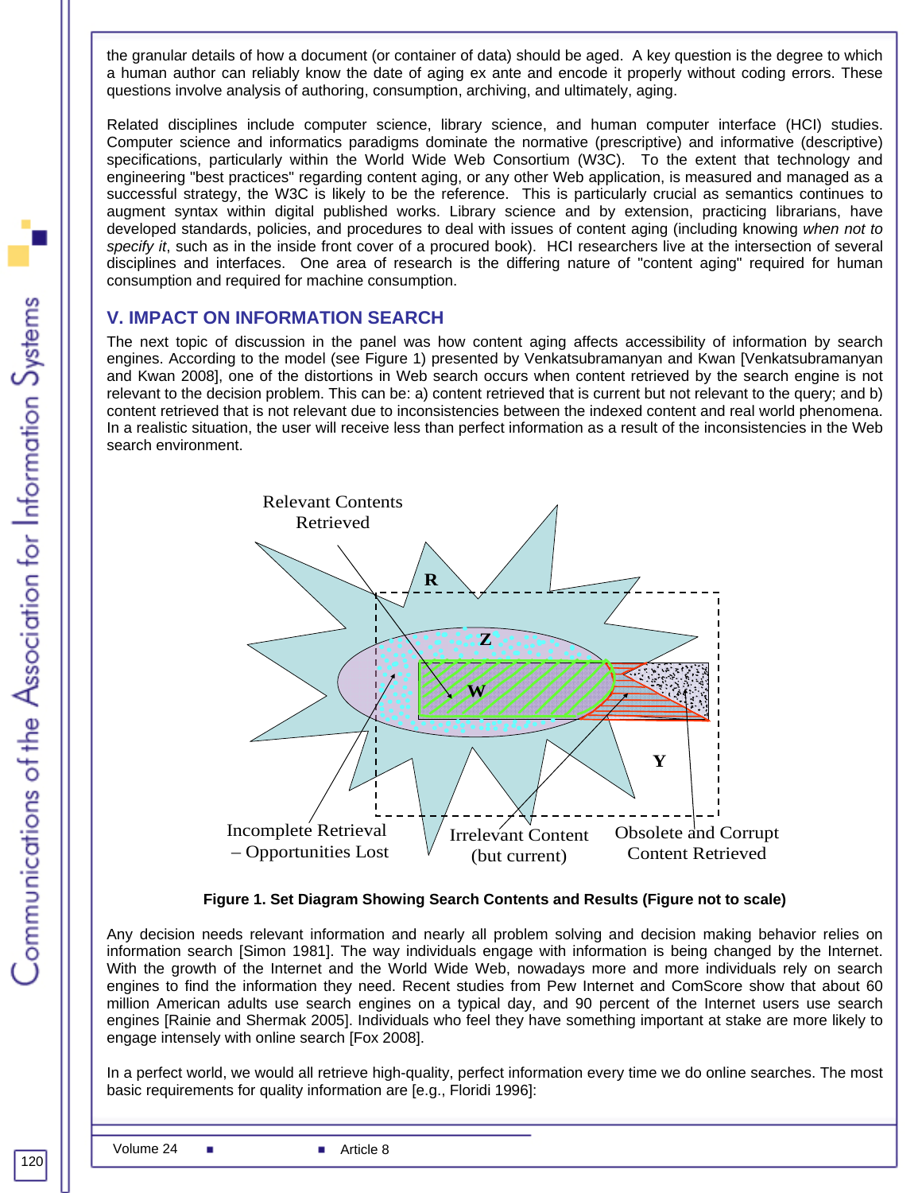the granular details of how a document (or container of data) should be aged. A key question is the degree to which a human author can reliably know the date of aging ex ante and encode it properly without coding errors. These questions involve analysis of authoring, consumption, archiving, and ultimately, aging.

Related disciplines include computer science, library science, and human computer interface (HCI) studies. Computer science and informatics paradigms dominate the normative (prescriptive) and informative (descriptive) specifications, particularly within the World Wide Web Consortium (W3C). To the extent that technology and engineering "best practices" regarding content aging, or any other Web application, is measured and managed as a successful strategy, the W3C is likely to be the reference. This is particularly crucial as semantics continues to augment syntax within digital published works. Library science and by extension, practicing librarians, have developed standards, policies, and procedures to deal with issues of content aging (including knowing *when not to specify it*, such as in the inside front cover of a procured book). HCI researchers live at the intersection of several disciplines and interfaces. One area of research is the differing nature of "content aging" required for human consumption and required for machine consumption.

## V. IMPACT ON INFORMATION SEARCH

The next topic of discussion in the panel was how content aging affects accessibility of information by search engines. According to the model (see Figure 1) presented by Venkatsubramanyan and Kwan [Venkatsubramanyan and Kwan 2008], one of the distortions in Web search occurs when content retrieved by the search engine is not relevant to the decision problem. This can be: a) content retrieved that is current but not relevant to the query; and b) content retrieved that is not relevant due to inconsistencies between the indexed content and real world phenomena. In a realistic situation, the user will receive less than perfect information as a result of the inconsistencies in the Web search environment.

Relevant Contents Retrieved

R

Z

W

Y

Incomplete Retrieval – Opportunities Lost

Irrelevant Content (but current)

Obsolete and Corrupt Content Retrieved

**Figure 1. Set Diagram Showing Search Contents and Results (Figure not to scale)**

Any decision needs relevant information and nearly all problem solving and decision making behavior relies on information search [Simon 1981]. The way individuals engage with information is being changed by the Internet. With the growth of the Internet and the World Wide Web, nowadays more and more individuals rely on search engines to find the information they need. Recent studies from Pew Internet and ComScore show that about 60 million American adults use search engines on a typical day, and 90 percent of the Internet users use search engines [Rainie and Shermak 2005]. Individuals who feel they have something important at stake are more likely to engage intensely with online search [Fox 2008].

In a perfect world, we would all retrieve high-quality, perfect information every time we do online searches. The most basic requirements for quality information are [e.g., Floridi 1996]: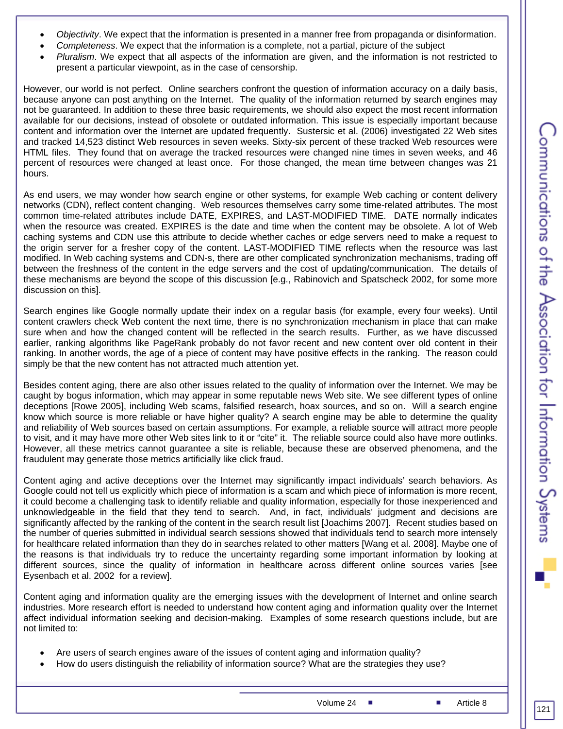- *Objectivity*. We expect that the information is presented in a manner free from propaganda or disinformation.
- *Completeness*. We expect that the information is a complete, not a partial, picture of the subject
- *Pluralism*. We expect that all aspects of the information are given, and the information is not restricted to present a particular viewpoint, as in the case of censorship.

However, our world is not perfect. Online searchers confront the question of information accuracy on a daily basis, because anyone can post anything on the Internet. The quality of the information returned by search engines may not be guaranteed. In addition to these three basic requirements, we should also expect the most recent information available for our decisions, instead of obsolete or outdated information. This issue is especially important because content and information over the Internet are updated frequently. Sustersic et al. (2006) investigated 22 Web sites and tracked 14,523 distinct Web resources in seven weeks. Sixty-six percent of these tracked Web resources were HTML files. They found that on average the tracked resources were changed nine times in seven weeks, and 46 percent of resources were changed at least once. For those changed, the mean time between changes was 21 hours.

As end users, we may wonder how search engine or other systems, for example Web caching or content delivery networks (CDN), reflect content changing. Web resources themselves carry some time-related attributes. The most common time-related attributes include DATE, EXPIRES, and LAST-MODIFIED TIME. DATE normally indicates when the resource was created. EXPIRES is the date and time when the content may be obsolete. A lot of Web caching systems and CDN use this attribute to decide whether caches or edge servers need to make a request to the origin server for a fresher copy of the content. LAST-MODIFIED TIME reflects when the resource was last modified. In Web caching systems and CDN-s, there are other complicated synchronization mechanisms, trading off between the freshness of the content in the edge servers and the cost of updating/communication. The details of these mechanisms are beyond the scope of this discussion [e.g., Rabinovich and Spatscheck 2002, for some more discussion on this].

Search engines like Google normally update their index on a regular basis (for example, every four weeks). Until content crawlers check Web content the next time, there is no synchronization mechanism in place that can make sure when and how the changed content will be reflected in the search results. Further, as we have discussed earlier, ranking algorithms like PageRank probably do not favor recent and new content over old content in their ranking. In another words, the age of a piece of content may have positive effects in the ranking. The reason could simply be that the new content has not attracted much attention yet.

Besides content aging, there are also other issues related to the quality of information over the Internet. We may be caught by bogus information, which may appear in some reputable news Web site. We see different types of online deceptions [Rowe 2005], including Web scams, falsified research, hoax sources, and so on. Will a search engine know which source is more reliable or have higher quality? A search engine may be able to determine the quality and reliability of Web sources based on certain assumptions. For example, a reliable source will attract more people to visit, and it may have more other Web sites link to it or "cite" it. The reliable source could also have more outlinks. However, all these metrics cannot guarantee a site is reliable, because these are observed phenomena, and the fraudulent may generate those metrics artificially like click fraud.

Content aging and active deceptions over the Internet may significantly impact individuals' search behaviors. As Google could not tell us explicitly which piece of information is a scam and which piece of information is more recent, it could become a challenging task to identify reliable and quality information, especially for those inexperienced and unknowledgeable in the field that they tend to search. And, in fact, individuals' judgment and decisions are significantly affected by the ranking of the content in the search result list [Joachims 2007]. Recent studies based on the number of queries submitted in individual search sessions showed that individuals tend to search more intensely for healthcare related information than they do in searches related to other matters [Wang et al. 2008]. Maybe one of the reasons is that individuals try to reduce the uncertainty regarding some important information by looking at different sources, since the quality of information in healthcare across different online sources varies [see Eysenbach et al. 2002 for a review].

Content aging and information quality are the emerging issues with the development of Internet and online search industries. More research effort is needed to understand how content aging and information quality over the Internet affect individual information seeking and decision-making. Examples of some research questions include, but are not limited to:

- Are users of search engines aware of the issues of content aging and information quality?
- How do users distinguish the reliability of information source? What are the strategies they use?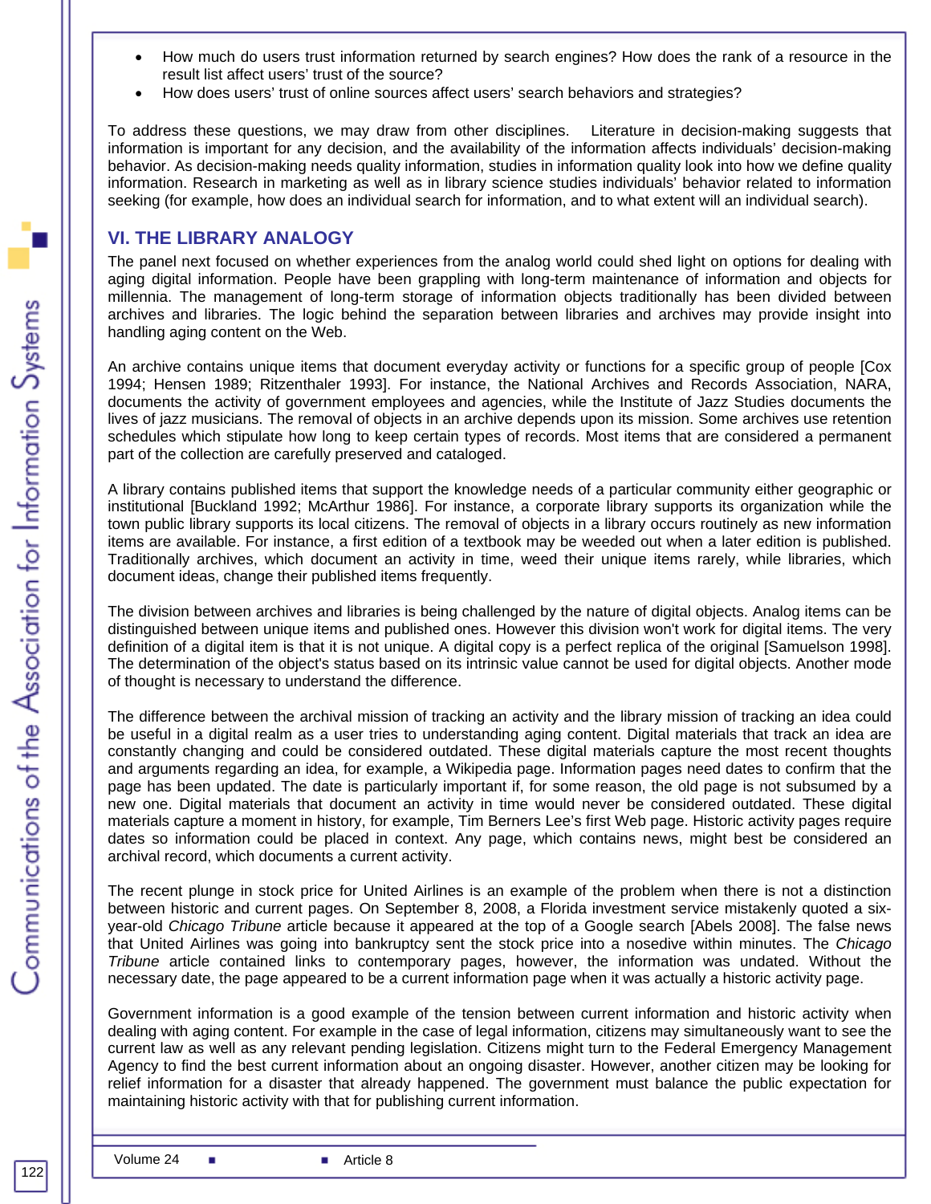- How much do users trust information returned by search engines? How does the rank of a resource in the result list affect users' trust of the source?
- How does users' trust of online sources affect users' search behaviors and strategies?

To address these questions, we may draw from other disciplines. Literature in decision-making suggests that information is important for any decision, and the availability of the information affects individuals' decision-making behavior. As decision-making needs quality information, studies in information quality look into how we define quality information. Research in marketing as well as in library science studies individuals' behavior related to information seeking (for example, how does an individual search for information, and to what extent will an individual search).

## VI. THE LIBRARY ANALOGY

The panel next focused on whether experiences from the analog world could shed light on options for dealing with aging digital information. People have been grappling with long-term maintenance of information and objects for millennia. The management of long-term storage of information objects traditionally has been divided between archives and libraries. The logic behind the separation between libraries and archives may provide insight into handling aging content on the Web.

An archive contains unique items that document everyday activity or functions for a specific group of people [Cox 1994; Hensen 1989; Ritzenthaler 1993]. For instance, the National Archives and Records Association, NARA, documents the activity of government employees and agencies, while the Institute of Jazz Studies documents the lives of jazz musicians. The removal of objects in an archive depends upon its mission. Some archives use retention schedules which stipulate how long to keep certain types of records. Most items that are considered a permanent part of the collection are carefully preserved and cataloged.

A library contains published items that support the knowledge needs of a particular community either geographic or institutional [Buckland 1992; McArthur 1986]. For instance, a corporate library supports its organization while the town public library supports its local citizens. The removal of objects in a library occurs routinely as new information items are available. For instance, a first edition of a textbook may be weeded out when a later edition is published. Traditionally archives, which document an activity in time, weed their unique items rarely, while libraries, which document ideas, change their published items frequently.

The division between archives and libraries is being challenged by the nature of digital objects. Analog items can be distinguished between unique items and published ones. However this division won't work for digital items. The very definition of a digital item is that it is not unique. A digital copy is a perfect replica of the original [Samuelson 1998]. The determination of the object's status based on its intrinsic value cannot be used for digital objects. Another mode of thought is necessary to understand the difference.

The difference between the archival mission of tracking an activity and the library mission of tracking an idea could be useful in a digital realm as a user tries to understanding aging content. Digital materials that track an idea are constantly changing and could be considered outdated. These digital materials capture the most recent thoughts and arguments regarding an idea, for example, a Wikipedia page. Information pages need dates to confirm that the page has been updated. The date is particularly important if, for some reason, the old page is not subsumed by a new one. Digital materials that document an activity in time would never be considered outdated. These digital materials capture a moment in history, for example, Tim Berners Lee's first Web page. Historic activity pages require dates so information could be placed in context. Any page, which contains news, might best be considered an archival record, which documents a current activity.

The recent plunge in stock price for United Airlines is an example of the problem when there is not a distinction between historic and current pages. On September 8, 2008, a Florida investment service mistakenly quoted a six-year-old *Chicago Tribune* article because it appeared at the top of a Google search [Abels 2008]. The false news that United Airlines was going into bankruptcy sent the stock price into a nosedive within minutes. The *Chicago Tribune* article contained links to contemporary pages, however, the information was undated. Without the necessary date, the page appeared to be a current information page when it was actually a historic activity page.

Government information is a good example of the tension between current information and historic activity when dealing with aging content. For example in the case of legal information, citizens may simultaneously want to see the current law as well as any relevant pending legislation. Citizens might turn to the Federal Emergency Management Agency to find the best current information about an ongoing disaster. However, another citizen may be looking for relief information for a disaster that already happened. The government must balance the public expectation for maintaining historic activity with that for publishing current information.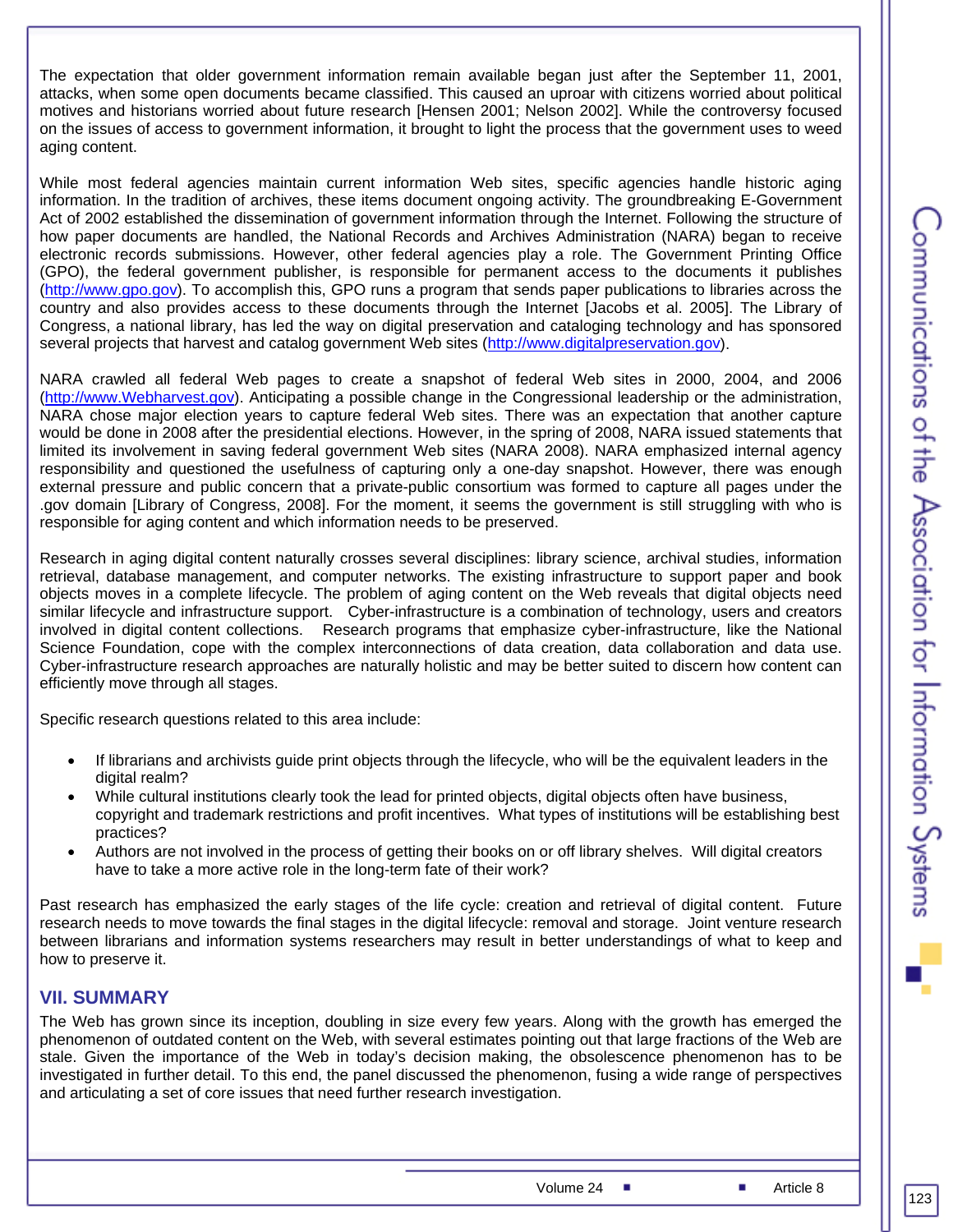The expectation that older government information remain available began just after the September 11, 2001, attacks, when some open documents became classified. This caused an uproar with citizens worried about political motives and historians worried about future research [Hensen 2001; Nelson 2002]. While the controversy focused on the issues of access to government information, it brought to light the process that the government uses to weed aging content.

While most federal agencies maintain current information Web sites, specific agencies handle historic aging information. In the tradition of archives, these items document ongoing activity. The groundbreaking E-Government Act of 2002 established the dissemination of government information through the Internet. Following the structure of how paper documents are handled, the National Records and Archives Administration (NARA) began to receive electronic records submissions. However, other federal agencies play a role. The Government Printing Office (GPO), the federal government publisher, is responsible for permanent access to the documents it publishes (http://www.gpo.gov). To accomplish this, GPO runs a program that sends paper publications to libraries across the country and also provides access to these documents through the Internet [Jacobs et al. 2005]. The Library of Congress, a national library, has led the way on digital preservation and cataloging technology and has sponsored several projects that harvest and catalog government Web sites (http://www.digitalpreservation.gov).

NARA crawled all federal Web pages to create a snapshot of federal Web sites in 2000, 2004, and 2006 (http://www.Webharvest.gov). Anticipating a possible change in the Congressional leadership or the administration, NARA chose major election years to capture federal Web sites. There was an expectation that another capture would be done in 2008 after the presidential elections. However, in the spring of 2008, NARA issued statements that limited its involvement in saving federal government Web sites (NARA 2008). NARA emphasized internal agency responsibility and questioned the usefulness of capturing only a one-day snapshot. However, there was enough external pressure and public concern that a private-public consortium was formed to capture all pages under the .gov domain [Library of Congress, 2008]. For the moment, it seems the government is still struggling with who is responsible for aging content and which information needs to be preserved.

Research in aging digital content naturally crosses several disciplines: library science, archival studies, information retrieval, database management, and computer networks. The existing infrastructure to support paper and book objects moves in a complete lifecycle. The problem of aging content on the Web reveals that digital objects need similar lifecycle and infrastructure support. Cyber-infrastructure is a combination of technology, users and creators involved in digital content collections. Research programs that emphasize cyber-infrastructure, like the National Science Foundation, cope with the complex interconnections of data creation, data collaboration and data use. Cyber-infrastructure research approaches are naturally holistic and may be better suited to discern how content can efficiently move through all stages.

Specific research questions related to this area include:

- If librarians and archivists guide print objects through the lifecycle, who will be the equivalent leaders in the digital realm?
- While cultural institutions clearly took the lead for printed objects, digital objects often have business, copyright and trademark restrictions and profit incentives. What types of institutions will be establishing best practices?
- Authors are not involved in the process of getting their books on or off library shelves. Will digital creators have to take a more active role in the long-term fate of their work?

Past research has emphasized the early stages of the life cycle: creation and retrieval of digital content. Future research needs to move towards the final stages in the digital lifecycle: removal and storage. Joint venture research between librarians and information systems researchers may result in better understandings of what to keep and how to preserve it.

## VII. SUMMARY

The Web has grown since its inception, doubling in size every few years. Along with the growth has emerged the phenomenon of outdated content on the Web, with several estimates pointing out that large fractions of the Web are stale. Given the importance of the Web in today's decision making, the obsolescence phenomenon has to be investigated in further detail. To this end, the panel discussed the phenomenon, fusing a wide range of perspectives and articulating a set of core issues that need further research investigation.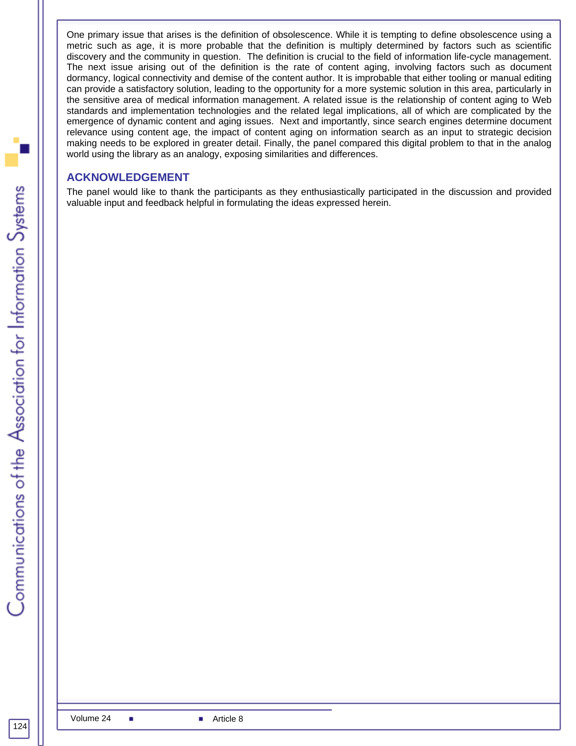One primary issue that arises is the definition of obsolescence. While it is tempting to define obsolescence using a metric such as age, it is more probable that the definition is multiply determined by factors such as scientific discovery and the community in question. The definition is crucial to the field of information life-cycle management. The next issue arising out of the definition is the rate of content aging, involving factors such as document dormancy, logical connectivity and demise of the content author. It is improbable that either tooling or manual editing can provide a satisfactory solution, leading to the opportunity for a more systemic solution in this area, particularly in the sensitive area of medical information management. A related issue is the relationship of content aging to Web standards and implementation technologies and the related legal implications, all of which are complicated by the emergence of dynamic content and aging issues. Next and importantly, since search engines determine document relevance using content age, the impact of content aging on information search as an input to strategic decision making needs to be explored in greater detail. Finally, the panel compared this digital problem to that in the analog world using the library as an analogy, exposing similarities and differences.

## ACKNOWLEDGEMENT

The panel would like to thank the participants as they enthusiastically participated in the discussion and provided valuable input and feedback helpful in formulating the ideas expressed herein.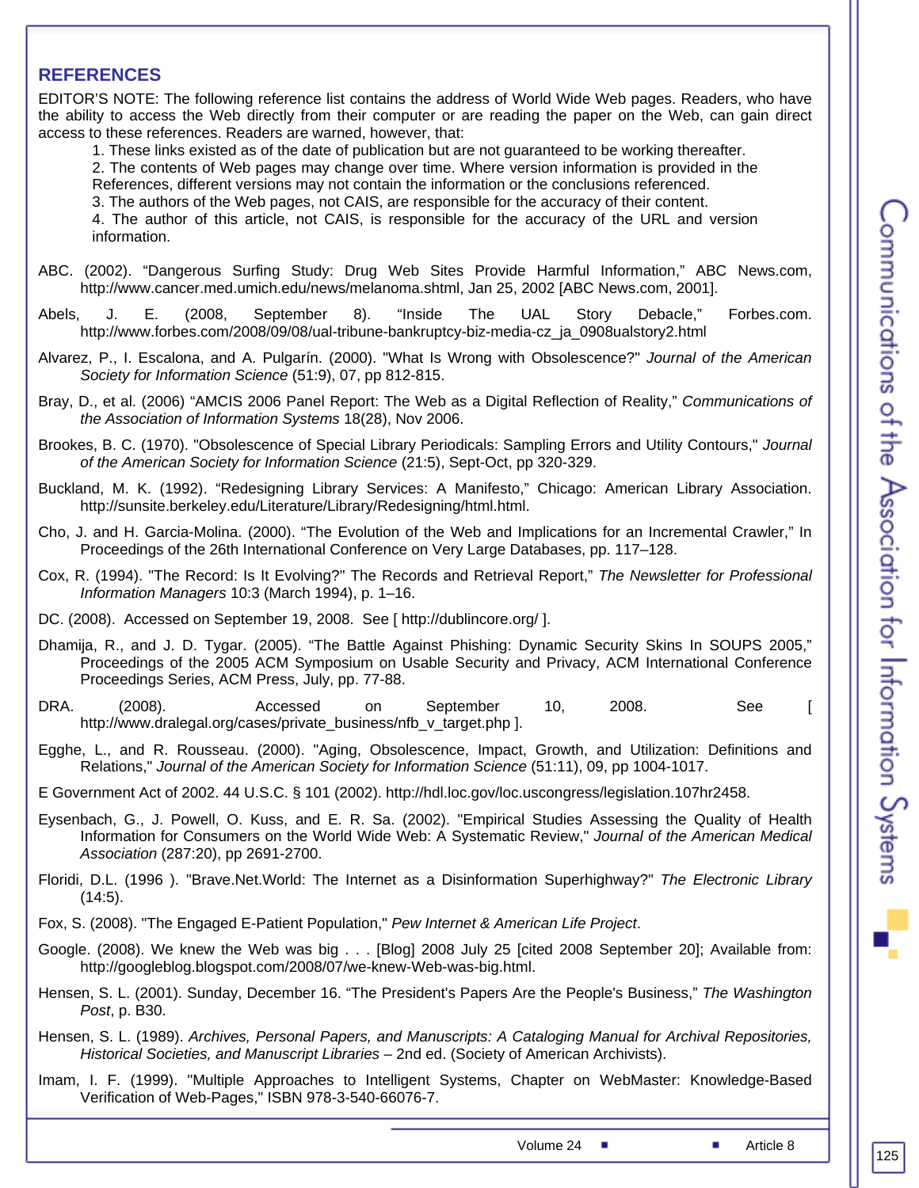## REFERENCES

EDITOR'S NOTE: The following reference list contains the address of World Wide Web pages. Readers, who have the ability to access the Web directly from their computer or are reading the paper on the Web, can gain direct access to these references. Readers are warned, however, that:

1. These links existed as of the date of publication but are not guaranteed to be working thereafter.
2. The contents of Web pages may change over time. Where version information is provided in the References, different versions may not contain the information or the conclusions referenced.
3. The authors of the Web pages, not CAIS, are responsible for the accuracy of their content.
4. The author of this article, not CAIS, is responsible for the accuracy of the URL and version information.

ABC. (2002). "Dangerous Surfing Study: Drug Web Sites Provide Harmful Information," ABC News.com, http://www.cancer.med.umich.edu/news/melanoma.shtml, Jan 25, 2002 [ABC News.com, 2001].

Abels, J. E. (2008, September 8). "Inside The UAL Story Debacle," Forbes.com. http://www.forbes.com/2008/09/08/ual-tribune-bankruptcy-biz-media-cz_ja_0908ualstory2.html

Alvarez, P., I. Escalona, and A. Pulgarín. (2000). "What Is Wrong with Obsolescence?" *Journal of the American Society for Information Science* (51:9), 07, pp 812-815.

Bray, D., et al. (2006) "AMCIS 2006 Panel Report: The Web as a Digital Reflection of Reality," *Communications of the Association of Information Systems* 18(28), Nov 2006.

Brookes, B. C. (1970). "Obsolescence of Special Library Periodicals: Sampling Errors and Utility Contours," *Journal of the American Society for Information Science* (21:5), Sept-Oct, pp 320-329.

Buckland, M. K. (1992). "Redesigning Library Services: A Manifesto," Chicago: American Library Association. http://sunsite.berkeley.edu/Literature/Library/Redesigning/html.html.

Cho, J. and H. Garcia-Molina. (2000). "The Evolution of the Web and Implications for an Incremental Crawler," In Proceedings of the 26th International Conference on Very Large Databases, pp. 117–128.

Cox, R. (1994). "The Record: Is It Evolving?" The Records and Retrieval Report," *The Newsletter for Professional Information Managers* 10:3 (March 1994), p. 1–16.

DC. (2008). Accessed on September 19, 2008. See [ http://dublincore.org/ ].

Dhamija, R., and J. D. Tygar. (2005). "The Battle Against Phishing: Dynamic Security Skins In SOUPS 2005," Proceedings of the 2005 ACM Symposium on Usable Security and Privacy, ACM International Conference Proceedings Series, ACM Press, July, pp. 77-88.

DRA. (2008). Accessed on September 10, 2008. See [ http://www.dralegal.org/cases/private_business/nfb_v_target.php ].

Egghe, L., and R. Rousseau. (2000). "Aging, Obsolescence, Impact, Growth, and Utilization: Definitions and Relations," *Journal of the American Society for Information Science* (51:11), 09, pp 1004-1017.

E Government Act of 2002. 44 U.S.C. § 101 (2002). http://hdl.loc.gov/loc.uscongress/legislation.107hr2458.

Eysenbach, G., J. Powell, O. Kuss, and E. R. Sa. (2002). "Empirical Studies Assessing the Quality of Health Information for Consumers on the World Wide Web: A Systematic Review," *Journal of the American Medical Association* (287:20), pp 2691-2700.

Floridi, D.L. (1996 ). "Brave.Net.World: The Internet as a Disinformation Superhighway?" *The Electronic Library* (14:5).

Fox, S. (2008). "The Engaged E-Patient Population," *Pew Internet & American Life Project*.

Google. (2008). We knew the Web was big . . . [Blog] 2008 July 25 [cited 2008 September 20]; Available from: http://googleblog.blogspot.com/2008/07/we-knew-Web-was-big.html.

Hensen, S. L. (2001). Sunday, December 16. "The President's Papers Are the People's Business," *The Washington Post*, p. B30.

Hensen, S. L. (1989). *Archives, Personal Papers, and Manuscripts: A Cataloging Manual for Archival Repositories, Historical Societies, and Manuscript Libraries* – 2nd ed. (Society of American Archivists).

Imam, I. F. (1999). "Multiple Approaches to Intelligent Systems, Chapter on WebMaster: Knowledge-Based Verification of Web-Pages," ISBN 978-3-540-66076-7.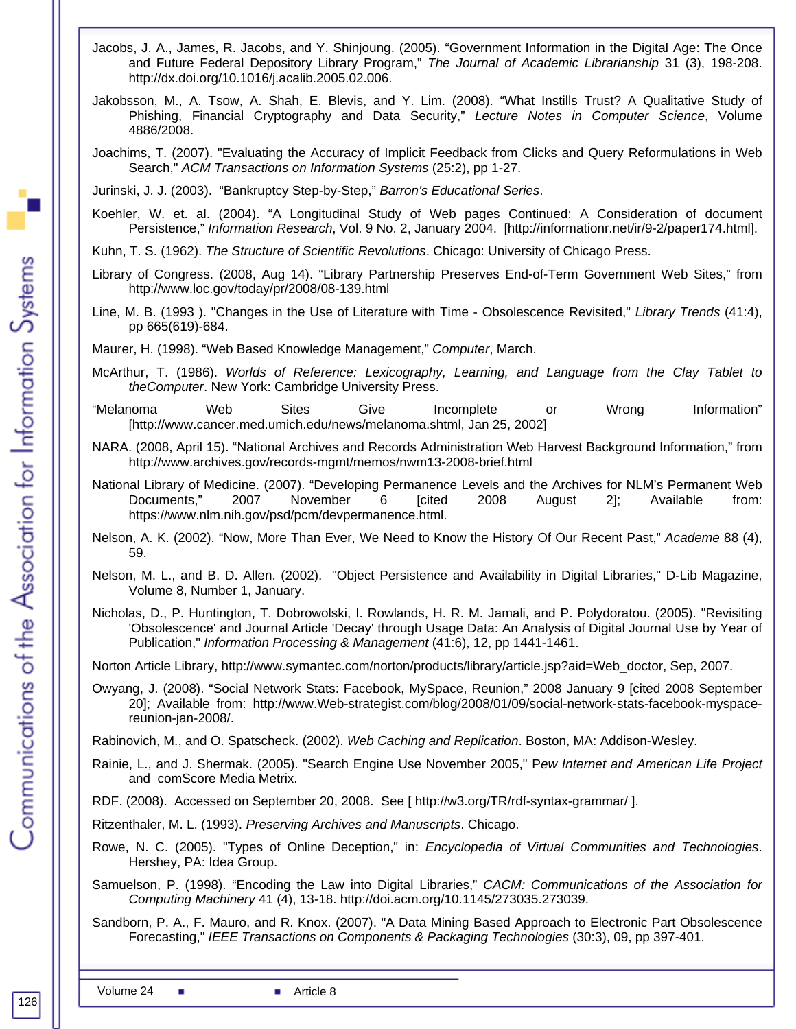Jacobs, J. A., James, R. Jacobs, and Y. Shinjoung. (2005). “Government Information in the Digital Age: The Once and Future Federal Depository Library Program,” *The Journal of Academic Librarianship* 31 (3), 198-208. http://dx.doi.org/10.1016/j.acalib.2005.02.006.

Jakobsson, M., A. Tsow, A. Shah, E. Blevis, and Y. Lim. (2008). “What Instills Trust? A Qualitative Study of Phishing, Financial Cryptography and Data Security,” *Lecture Notes in Computer Science*, Volume 4886/2008.

Joachims, T. (2007). "Evaluating the Accuracy of Implicit Feedback from Clicks and Query Reformulations in Web Search," *ACM Transactions on Information Systems* (25:2), pp 1-27.

Jurinski, J. J. (2003). “Bankruptcy Step-by-Step,” *Barron's Educational Series*.

Koehler, W. et. al. (2004). “A Longitudinal Study of Web pages Continued: A Consideration of document Persistence,” *Information Research*, Vol. 9 No. 2, January 2004. [http://informationr.net/ir/9-2/paper174.html].

Kuhn, T. S. (1962). *The Structure of Scientific Revolutions*. Chicago: University of Chicago Press.

Library of Congress. (2008, Aug 14). “Library Partnership Preserves End-of-Term Government Web Sites,” from http://www.loc.gov/today/pr/2008/08-139.html

Line, M. B. (1993 ). "Changes in the Use of Literature with Time - Obsolescence Revisited," *Library Trends* (41:4), pp 665(619)-684.

Maurer, H. (1998). “Web Based Knowledge Management,” *Computer*, March.

McArthur, T. (1986). *Worlds of Reference: Lexicography, Learning, and Language from the Clay Tablet to theComputer*. New York: Cambridge University Press.

“Melanoma Web Sites Give Incomplete or Wrong Information” [http://www.cancer.med.umich.edu/news/melanoma.shtml, Jan 25, 2002]

NARA. (2008, April 15). “National Archives and Records Administration Web Harvest Background Information,” from http://www.archives.gov/records-mgmt/memos/nwm13-2008-brief.html

National Library of Medicine. (2007). “Developing Permanence Levels and the Archives for NLM’s Permanent Web Documents,” 2007 November 6 [cited 2008 August 2]; Available from: https://www.nlm.nih.gov/psd/pcm/devpermanence.html.

Nelson, A. K. (2002). “Now, More Than Ever, We Need to Know the History Of Our Recent Past,” *Academe* 88 (4), 59.

Nelson, M. L., and B. D. Allen. (2002). "Object Persistence and Availability in Digital Libraries," D-Lib Magazine, Volume 8, Number 1, January.

Nicholas, D., P. Huntington, T. Dobrowolski, I. Rowlands, H. R. M. Jamali, and P. Polydoratou. (2005). "Revisiting 'Obsolescence' and Journal Article 'Decay' through Usage Data: An Analysis of Digital Journal Use by Year of Publication," *Information Processing & Management* (41:6), 12, pp 1441-1461.

Norton Article Library, http://www.symantec.com/norton/products/library/article.jsp?aid=Web_doctor, Sep, 2007.

Owyang, J. (2008). “Social Network Stats: Facebook, MySpace, Reunion,” 2008 January 9 [cited 2008 September 20]; Available from: http://www.Web-strategist.com/blog/2008/01/09/social-network-stats-facebook-myspace-reunion-jan-2008/.

Rabinovich, M., and O. Spatscheck. (2002). *Web Caching and Replication*. Boston, MA: Addison-Wesley.

Rainie, L., and J. Shermak. (2005). "Search Engine Use November 2005," P*ew Internet and American Life Project* and comScore Media Metrix.

RDF. (2008). Accessed on September 20, 2008. See [ http://w3.org/TR/rdf-syntax-grammar/ ].

Ritzenthaler, M. L. (1993). *Preserving Archives and Manuscripts*. Chicago.

Rowe, N. C. (2005). "Types of Online Deception," in: *Encyclopedia of Virtual Communities and Technologies*. Hershey, PA: Idea Group.

Samuelson, P. (1998). “Encoding the Law into Digital Libraries,” *CACM: Communications of the Association for Computing Machinery* 41 (4), 13-18. http://doi.acm.org/10.1145/273035.273039.

Sandborn, P. A., F. Mauro, and R. Knox. (2007). "A Data Mining Based Approach to Electronic Part Obsolescence Forecasting," *IEEE Transactions on Components & Packaging Technologies* (30:3), 09, pp 397-401.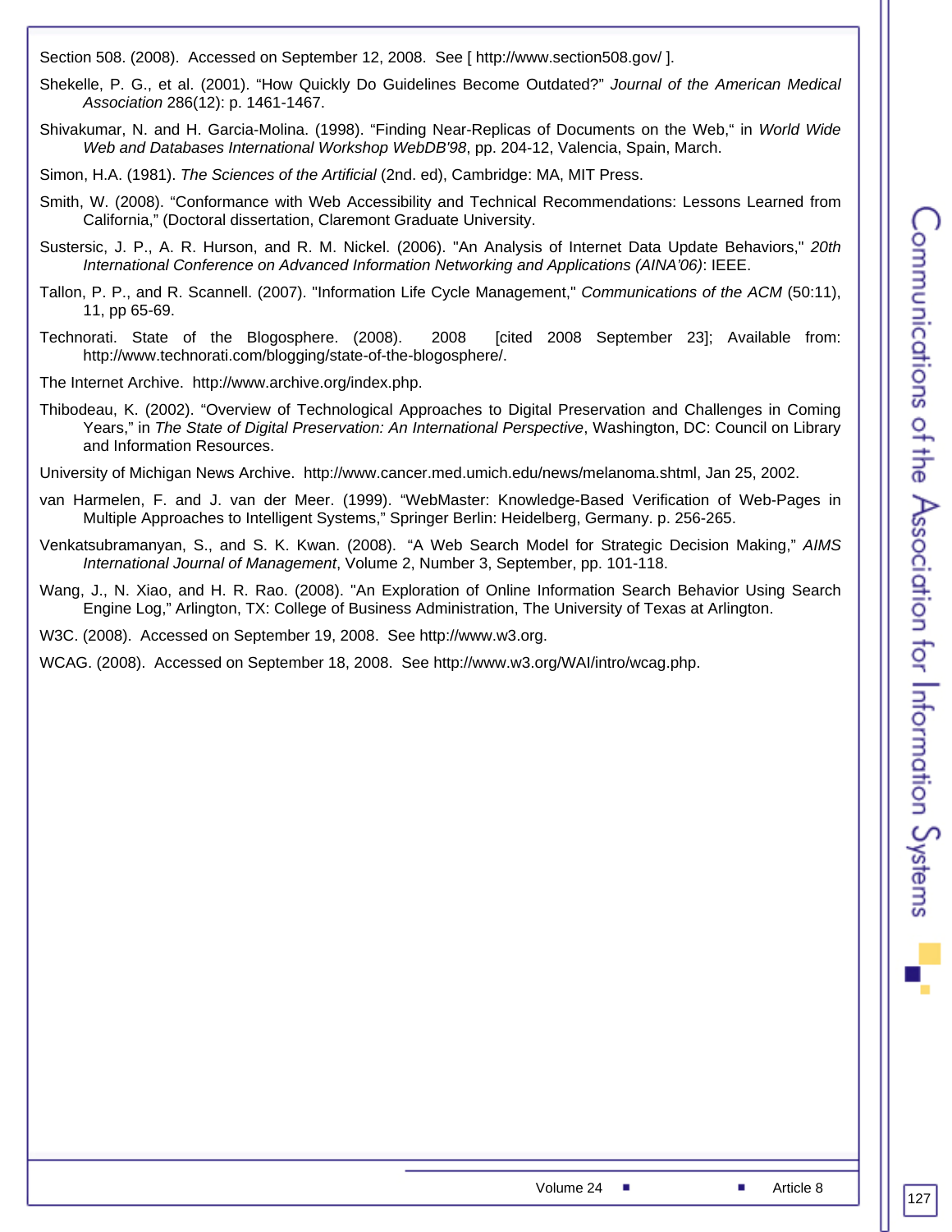Section 508. (2008). Accessed on September 12, 2008. See [ http://www.section508.gov/ ].

Shekelle, P. G., et al. (2001). "How Quickly Do Guidelines Become Outdated?" *Journal of the American Medical Association* 286(12): p. 1461-1467.

Shivakumar, N. and H. Garcia-Molina. (1998). "Finding Near-Replicas of Documents on the Web," in *World Wide Web and Databases International Workshop WebDB'98*, pp. 204-12, Valencia, Spain, March.

Simon, H.A. (1981). *The Sciences of the Artificial* (2nd. ed), Cambridge: MA, MIT Press.

Smith, W. (2008). "Conformance with Web Accessibility and Technical Recommendations: Lessons Learned from California," (Doctoral dissertation, Claremont Graduate University.

Sustersic, J. P., A. R. Hurson, and R. M. Nickel. (2006). "An Analysis of Internet Data Update Behaviors," *20th International Conference on Advanced Information Networking and Applications (AINA'06)*: IEEE.

Tallon, P. P., and R. Scannell. (2007). "Information Life Cycle Management," *Communications of the ACM* (50:11), 11, pp 65-69.

Technorati. State of the Blogosphere. (2008). 2008 [cited 2008 September 23]; Available from: http://www.technorati.com/blogging/state-of-the-blogosphere/.

The Internet Archive. http://www.archive.org/index.php.

Thibodeau, K. (2002). "Overview of Technological Approaches to Digital Preservation and Challenges in Coming Years," in *The State of Digital Preservation: An International Perspective*, Washington, DC: Council on Library and Information Resources.

University of Michigan News Archive. http://www.cancer.med.umich.edu/news/melanoma.shtml, Jan 25, 2002.

van Harmelen, F. and J. van der Meer. (1999). "WebMaster: Knowledge-Based Verification of Web-Pages in Multiple Approaches to Intelligent Systems," Springer Berlin: Heidelberg, Germany. p. 256-265.

Venkatsubramanyan, S., and S. K. Kwan. (2008). "A Web Search Model for Strategic Decision Making," *AIMS International Journal of Management*, Volume 2, Number 3, September, pp. 101-118.

Wang, J., N. Xiao, and H. R. Rao. (2008). "An Exploration of Online Information Search Behavior Using Search Engine Log," Arlington, TX: College of Business Administration, The University of Texas at Arlington.

W3C. (2008). Accessed on September 19, 2008. See http://www.w3.org.

WCAG. (2008). Accessed on September 18, 2008. See http://www.w3.org/WAI/intro/wcag.php.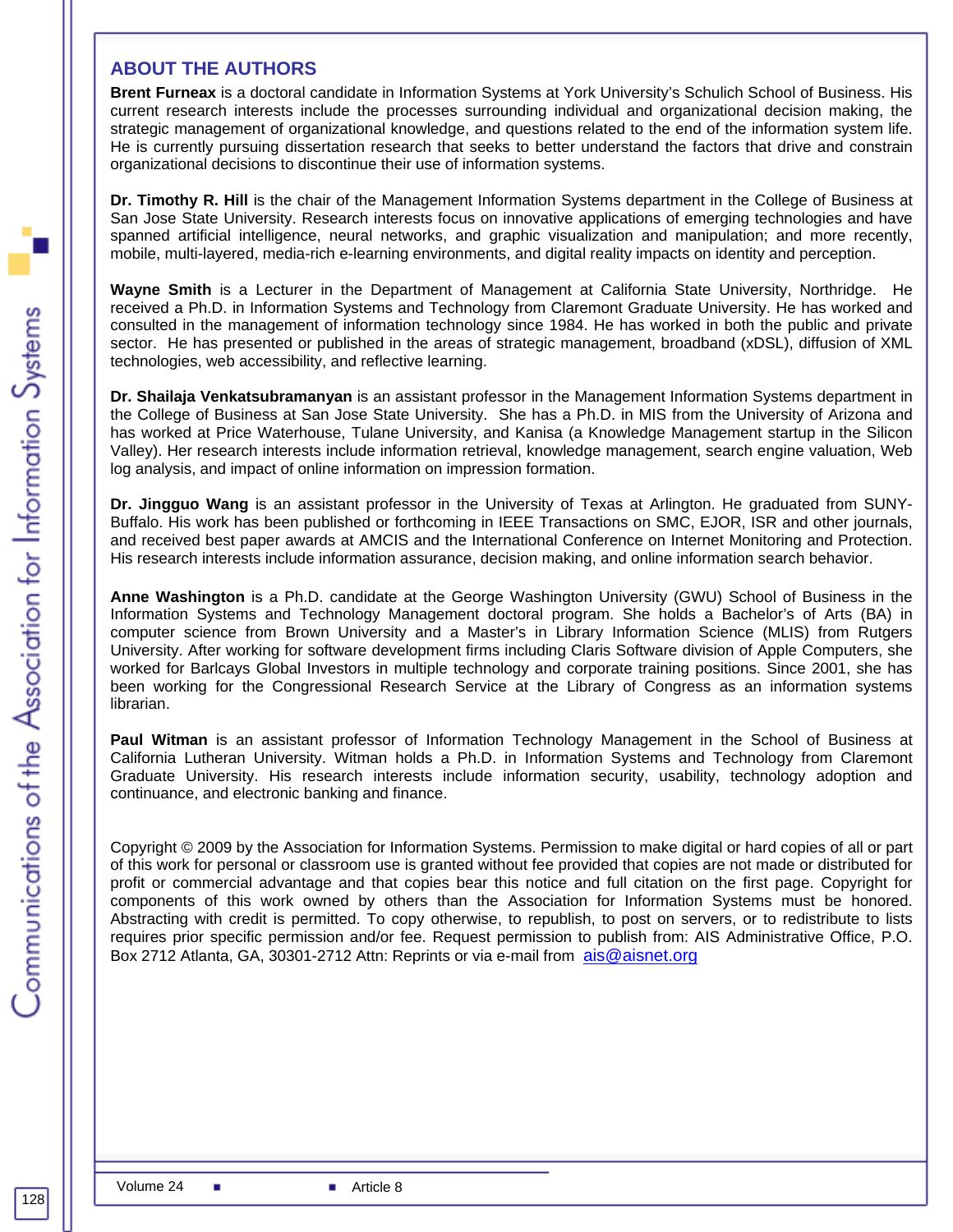## ABOUT THE AUTHORS

**Brent Furneax** is a doctoral candidate in Information Systems at York University's Schulich School of Business. His current research interests include the processes surrounding individual and organizational decision making, the strategic management of organizational knowledge, and questions related to the end of the information system life. He is currently pursuing dissertation research that seeks to better understand the factors that drive and constrain organizational decisions to discontinue their use of information systems.

**Dr. Timothy R. Hill** is the chair of the Management Information Systems department in the College of Business at San Jose State University. Research interests focus on innovative applications of emerging technologies and have spanned artificial intelligence, neural networks, and graphic visualization and manipulation; and more recently, mobile, multi-layered, media-rich e-learning environments, and digital reality impacts on identity and perception.

**Wayne Smith** is a Lecturer in the Department of Management at California State University, Northridge. He received a Ph.D. in Information Systems and Technology from Claremont Graduate University. He has worked and consulted in the management of information technology since 1984. He has worked in both the public and private sector. He has presented or published in the areas of strategic management, broadband (xDSL), diffusion of XML technologies, web accessibility, and reflective learning.

**Dr. Shailaja Venkatsubramanyan** is an assistant professor in the Management Information Systems department in the College of Business at San Jose State University. She has a Ph.D. in MIS from the University of Arizona and has worked at Price Waterhouse, Tulane University, and Kanisa (a Knowledge Management startup in the Silicon Valley). Her research interests include information retrieval, knowledge management, search engine valuation, Web log analysis, and impact of online information on impression formation.

**Dr. Jingguo Wang** is an assistant professor in the University of Texas at Arlington. He graduated from SUNY-Buffalo. His work has been published or forthcoming in IEEE Transactions on SMC, EJOR, ISR and other journals, and received best paper awards at AMCIS and the International Conference on Internet Monitoring and Protection. His research interests include information assurance, decision making, and online information search behavior.

**Anne Washington** is a Ph.D. candidate at the George Washington University (GWU) School of Business in the Information Systems and Technology Management doctoral program. She holds a Bachelor's of Arts (BA) in computer science from Brown University and a Master's in Library Information Science (MLIS) from Rutgers University. After working for software development firms including Claris Software division of Apple Computers, she worked for Barlcays Global Investors in multiple technology and corporate training positions. Since 2001, she has been working for the Congressional Research Service at the Library of Congress as an information systems librarian.

**Paul Witman** is an assistant professor of Information Technology Management in the School of Business at California Lutheran University. Witman holds a Ph.D. in Information Systems and Technology from Claremont Graduate University. His research interests include information security, usability, technology adoption and continuance, and electronic banking and finance.

Copyright © 2009 by the Association for Information Systems. Permission to make digital or hard copies of all or part of this work for personal or classroom use is granted without fee provided that copies are not made or distributed for profit or commercial advantage and that copies bear this notice and full citation on the first page. Copyright for components of this work owned by others than the Association for Information Systems must be honored. Abstracting with credit is permitted. To copy otherwise, to republish, to post on servers, or to redistribute to lists requires prior specific permission and/or fee. Request permission to publish from: AIS Administrative Office, P.O. Box 2712 Atlanta, GA, 30301-2712 Attn: Reprints or via e-mail from ais@aisnet.org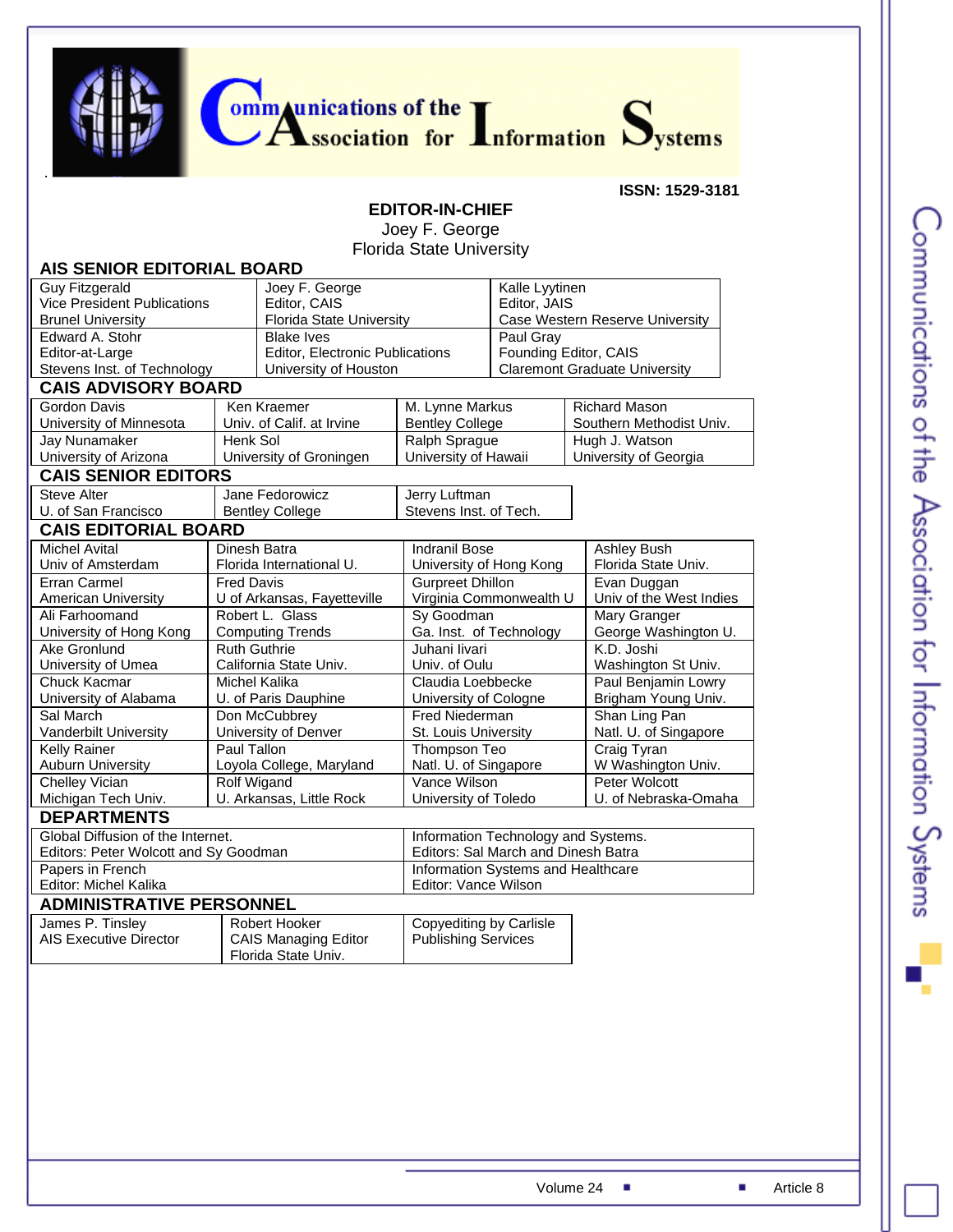# Communications of the Association for Information Systems

ISSN: 1529-3181

**EDITOR-IN-CHIEF**
Joey F. George
Florida State University

## AIS SENIOR EDITORIAL BOARD

| | | |
|---|---|---|
| Guy Fitzgerald<br>Vice President Publications<br>Brunel University | Joey F. George<br>Editor, CAIS<br>Florida State University | Kalle Lyytinen<br>Editor, JAIS<br>Case Western Reserve University |
| Edward A. Stohr<br>Editor-at-Large<br>Stevens Inst. of Technology | Blake Ives<br>Editor, Electronic Publications<br>University of Houston | Paul Gray<br>Founding Editor, CAIS<br>Claremont Graduate University |

## CAIS ADVISORY BOARD

| | | | |
|---|---|---|---|
| Gordon Davis<br>University of Minnesota | Ken Kraemer<br>Univ. of Calif. at Irvine | M. Lynne Markus<br>Bentley College | Richard Mason<br>Southern Methodist Univ. |
| Jay Nunamaker<br>University of Arizona | Henk Sol<br>University of Groningen | Ralph Sprague<br>University of Hawaii | Hugh J. Watson<br>University of Georgia |

## CAIS SENIOR EDITORS

| | | |
|---|---|---|
| Steve Alter<br>U. of San Francisco | Jane Fedorowicz<br>Bentley College | Jerry Luftman<br>Stevens Inst. of Tech. |

## CAIS EDITORIAL BOARD

| | | | |
|---|---|---|---|
| Michel Avital<br>Univ of Amsterdam | Dinesh Batra<br>Florida International U. | Indranil Bose<br>University of Hong Kong | Ashley Bush<br>Florida State Univ. |
| Erran Carmel<br>American University | Fred Davis<br>U of Arkansas, Fayetteville | Gurpreet Dhillon<br>Virginia Commonwealth U | Evan Duggan<br>Univ of the West Indies |
| Ali Farhoomand<br>University of Hong Kong | Robert L. Glass<br>Computing Trends | Sy Goodman<br>Ga. Inst. of Technology | Mary Granger<br>George Washington U. |
| Ake Gronlund<br>University of Umea | Ruth Guthrie<br>California State Univ. | Juhani Iivari<br>Univ. of Oulu | K.D. Joshi<br>Washington St Univ. |
| Chuck Kacmar<br>University of Alabama | Michel Kalika<br>U. of Paris Dauphine | Claudia Loebbecke<br>University of Cologne | Paul Benjamin Lowry<br>Brigham Young Univ. |
| Sal March<br>Vanderbilt University | Don McCubbrey<br>University of Denver | Fred Niederman<br>St. Louis University | Shan Ling Pan<br>Natl. U. of Singapore |
| Kelly Rainer<br>Auburn University | Paul Tallon<br>Loyola College, Maryland | Thompson Teo<br>Natl. U. of Singapore | Craig Tyran<br>W Washington Univ. |
| Chelley Vician<br>Michigan Tech Univ. | Rolf Wigand<br>U. Arkansas, Little Rock | Vance Wilson<br>University of Toledo | Peter Wolcott<br>U. of Nebraska-Omaha |

## DEPARTMENTS

| | |
|---|---|
| Global Diffusion of the Internet.<br>Editors: Peter Wolcott and Sy Goodman | Information Technology and Systems.<br>Editors: Sal March and Dinesh Batra |
| Papers in French<br>Editor: Michel Kalika | Information Systems and Healthcare<br>Editor: Vance Wilson |

## ADMINISTRATIVE PERSONNEL

| | | |
|---|---|---|
| James P. Tinsley<br>AIS Executive Director | Robert Hooker<br>CAIS Managing Editor<br>Florida State Univ. | Copyediting by Carlisle<br>Publishing Services |